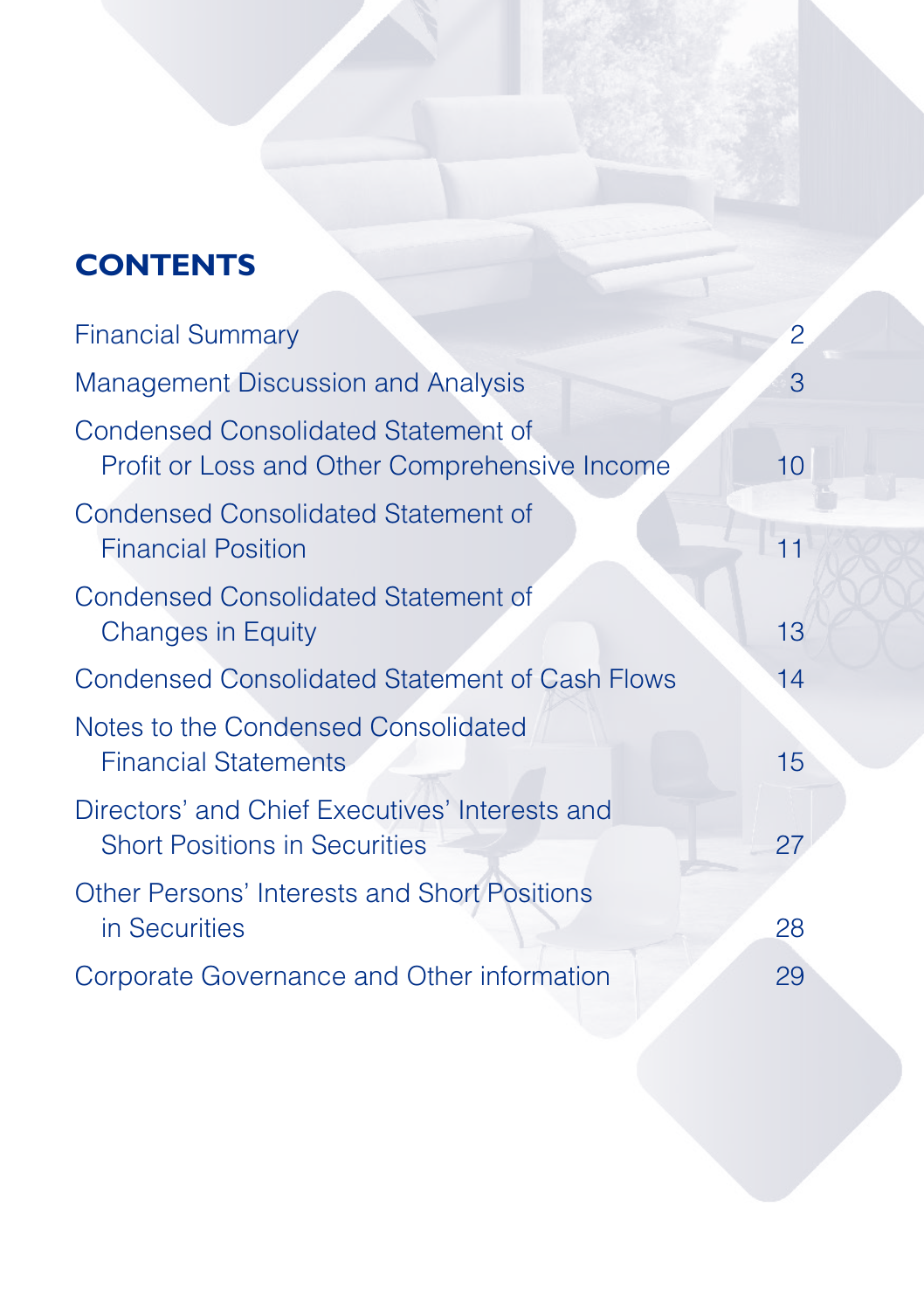# CONTENTS

| | |
|---|---|
| Financial Summary | 2 |
| Management Discussion and Analysis | 3 |
| Condensed Consolidated Statement of Profit or Loss and Other Comprehensive Income | 10 |
| Condensed Consolidated Statement of Financial Position | 11 |
| Condensed Consolidated Statement of Changes in Equity | 13 |
| Condensed Consolidated Statement of Cash Flows | 14 |
| Notes to the Condensed Consolidated Financial Statements | 15 |
| Directors' and Chief Executives' Interests and Short Positions in Securities | 27 |
| Other Persons' Interests and Short Positions in Securities | 28 |
| Corporate Governance and Other information | 29 |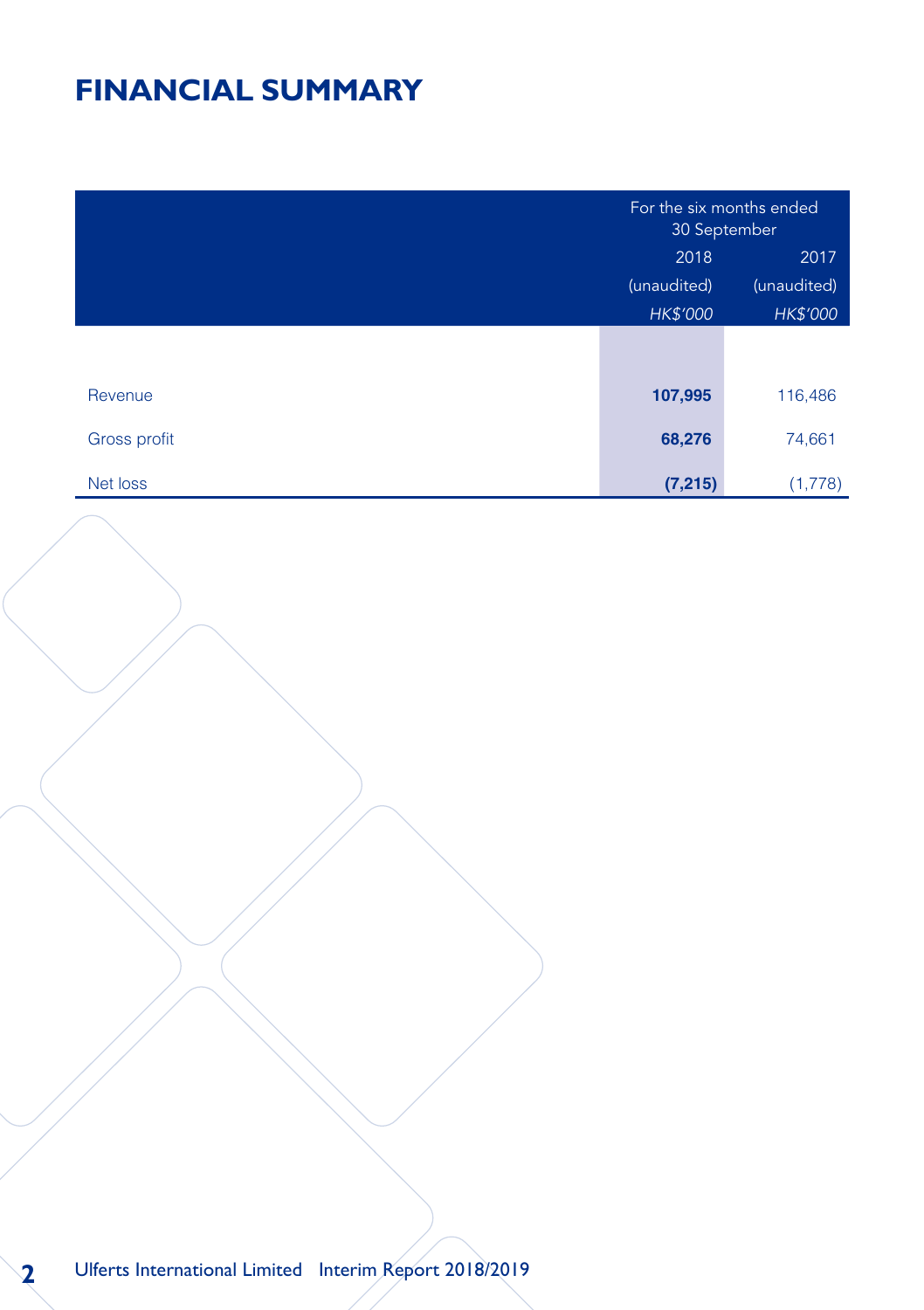# FINANCIAL SUMMARY

| | For the six months ended 30 September | |
|---|---|---|
| | 2018 | 2017 |
| | (unaudited) | (unaudited) |
| | *HK$'000* | *HK$'000* |
| Revenue | **107,995** | 116,486 |
| Gross profit | **68,276** | 74,661 |
| Net loss | **(7,215)** | (1,778) |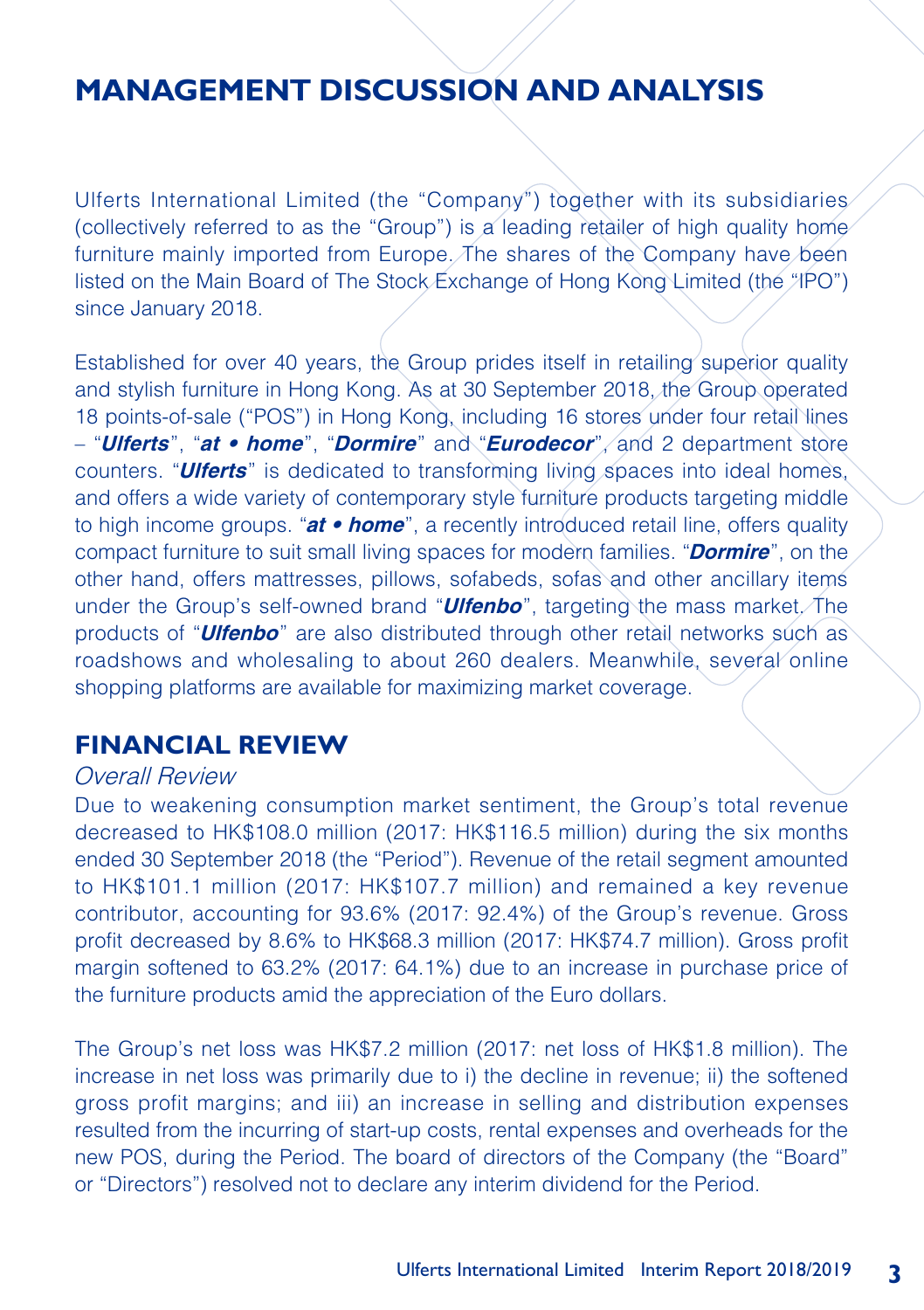# MANAGEMENT DISCUSSION AND ANALYSIS

Ulferts International Limited (the "Company") together with its subsidiaries (collectively referred to as the "Group") is a leading retailer of high quality home furniture mainly imported from Europe. The shares of the Company have been listed on the Main Board of The Stock Exchange of Hong Kong Limited (the "IPO") since January 2018.

Established for over 40 years, the Group prides itself in retailing superior quality and stylish furniture in Hong Kong. As at 30 September 2018, the Group operated 18 points-of-sale ("POS") in Hong Kong, including 16 stores under four retail lines – "***Ulferts***", "***at • home***", "***Dormire***" and "***Eurodecor***", and 2 department store counters. "***Ulferts***" is dedicated to transforming living spaces into ideal homes, and offers a wide variety of contemporary style furniture products targeting middle to high income groups. "***at • home***", a recently introduced retail line, offers quality compact furniture to suit small living spaces for modern families. "***Dormire***", on the other hand, offers mattresses, pillows, sofabeds, sofas and other ancillary items under the Group's self-owned brand "***Ulfenbo***", targeting the mass market. The products of "***Ulfenbo***" are also distributed through other retail networks such as roadshows and wholesaling to about 260 dealers. Meanwhile, several online shopping platforms are available for maximizing market coverage.

## FINANCIAL REVIEW

*Overall Review*

Due to weakening consumption market sentiment, the Group's total revenue decreased to HK$108.0 million (2017: HK$116.5 million) during the six months ended 30 September 2018 (the "Period"). Revenue of the retail segment amounted to HK$101.1 million (2017: HK$107.7 million) and remained a key revenue contributor, accounting for 93.6% (2017: 92.4%) of the Group's revenue. Gross profit decreased by 8.6% to HK$68.3 million (2017: HK$74.7 million). Gross profit margin softened to 63.2% (2017: 64.1%) due to an increase in purchase price of the furniture products amid the appreciation of the Euro dollars.

The Group's net loss was HK$7.2 million (2017: net loss of HK$1.8 million). The increase in net loss was primarily due to i) the decline in revenue; ii) the softened gross profit margins; and iii) an increase in selling and distribution expenses resulted from the incurring of start-up costs, rental expenses and overheads for the new POS, during the Period. The board of directors of the Company (the "Board" or "Directors") resolved not to declare any interim dividend for the Period.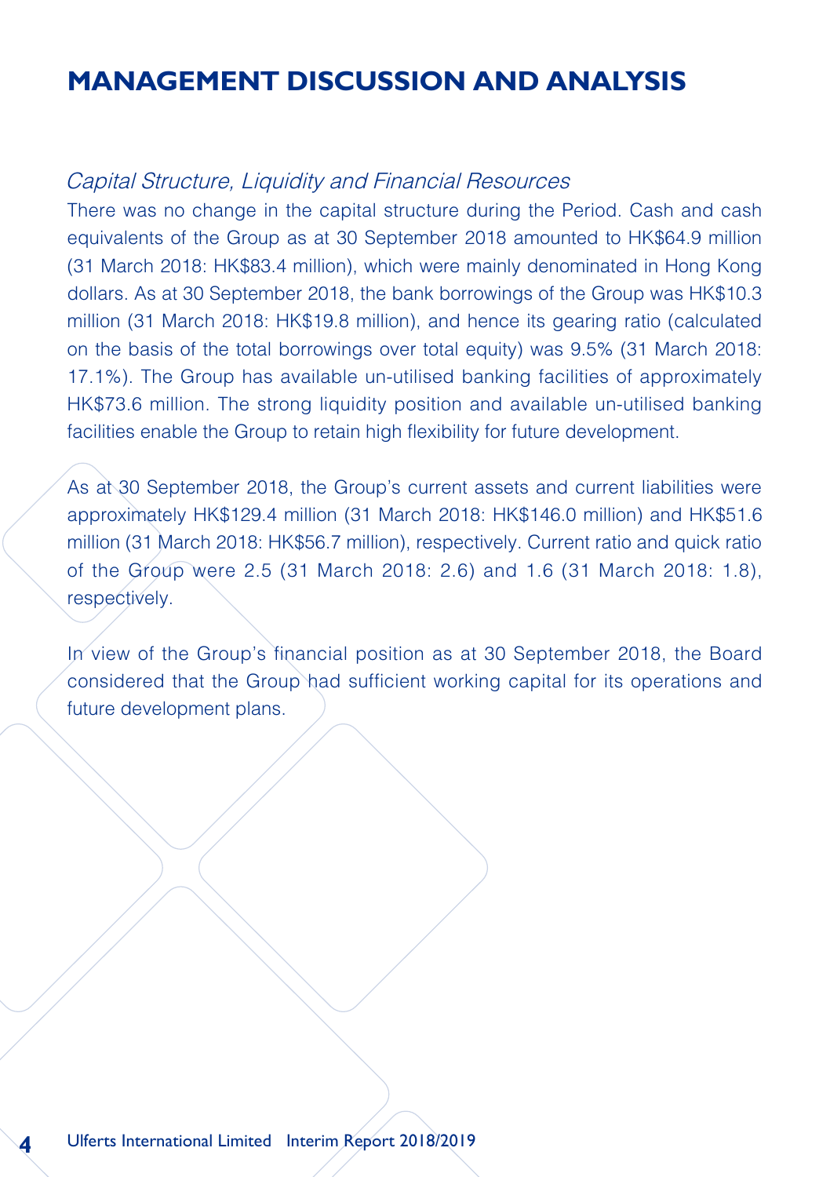# MANAGEMENT DISCUSSION AND ANALYSIS

*Capital Structure, Liquidity and Financial Resources*

There was no change in the capital structure during the Period. Cash and cash equivalents of the Group as at 30 September 2018 amounted to HK$64.9 million (31 March 2018: HK$83.4 million), which were mainly denominated in Hong Kong dollars. As at 30 September 2018, the bank borrowings of the Group was HK$10.3 million (31 March 2018: HK$19.8 million), and hence its gearing ratio (calculated on the basis of the total borrowings over total equity) was 9.5% (31 March 2018: 17.1%). The Group has available un-utilised banking facilities of approximately HK$73.6 million. The strong liquidity position and available un-utilised banking facilities enable the Group to retain high flexibility for future development.

As at 30 September 2018, the Group's current assets and current liabilities were approximately HK$129.4 million (31 March 2018: HK$146.0 million) and HK$51.6 million (31 March 2018: HK$56.7 million), respectively. Current ratio and quick ratio of the Group were 2.5 (31 March 2018: 2.6) and 1.6 (31 March 2018: 1.8), respectively.

In view of the Group's financial position as at 30 September 2018, the Board considered that the Group had sufficient working capital for its operations and future development plans.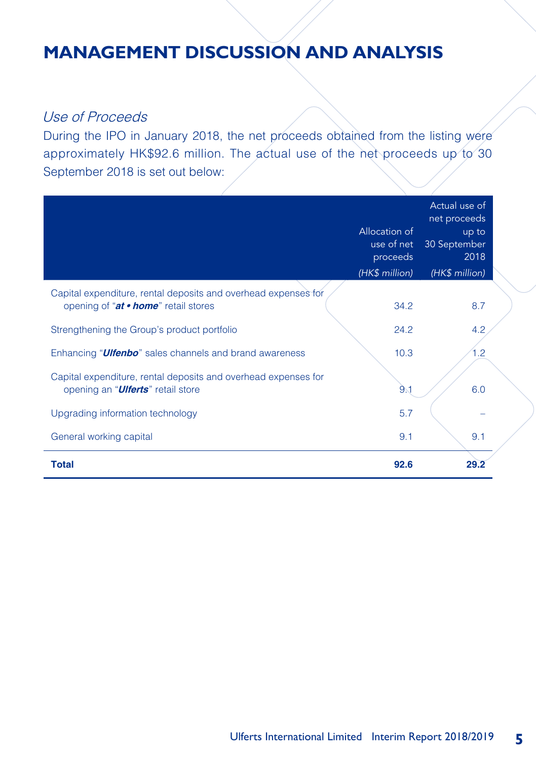# MANAGEMENT DISCUSSION AND ANALYSIS

*Use of Proceeds*

During the IPO in January 2018, the net proceeds obtained from the listing were approximately HK$92.6 million. The actual use of the net proceeds up to 30 September 2018 is set out below:

| | Allocation of use of net proceeds *(HK$ million)* | Actual use of net proceeds up to 30 September 2018 *(HK$ million)* |
|---|---|---|
| Capital expenditure, rental deposits and overhead expenses for opening of "***at • home***" retail stores | 34.2 | 8.7 |
| Strengthening the Group's product portfolio | 24.2 | 4.2 |
| Enhancing "***Ulfenbo***" sales channels and brand awareness | 10.3 | 1.2 |
| Capital expenditure, rental deposits and overhead expenses for opening an "***Ulferts***" retail store | 9.1 | 6.0 |
| Upgrading information technology | 5.7 | – |
| General working capital | 9.1 | 9.1 |
| **Total** | **92.6** | **29.2** |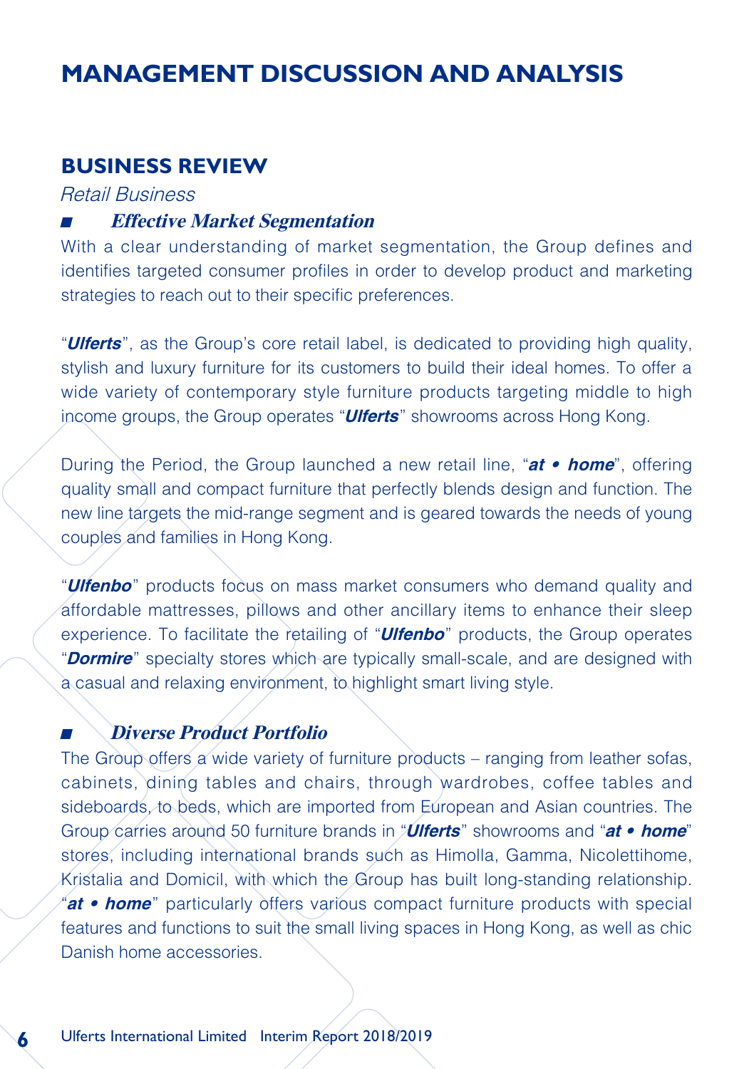# MANAGEMENT DISCUSSION AND ANALYSIS

## BUSINESS REVIEW

*Retail Business*

### ■ *Effective Market Segmentation*

With a clear understanding of market segmentation, the Group defines and identifies targeted consumer profiles in order to develop product and marketing strategies to reach out to their specific preferences.

"***Ulferts***", as the Group's core retail label, is dedicated to providing high quality, stylish and luxury furniture for its customers to build their ideal homes. To offer a wide variety of contemporary style furniture products targeting middle to high income groups, the Group operates "***Ulferts***" showrooms across Hong Kong.

During the Period, the Group launched a new retail line, "***at • home***", offering quality small and compact furniture that perfectly blends design and function. The new line targets the mid-range segment and is geared towards the needs of young couples and families in Hong Kong.

"***Ulfenbo***" products focus on mass market consumers who demand quality and affordable mattresses, pillows and other ancillary items to enhance their sleep experience. To facilitate the retailing of "***Ulfenbo***" products, the Group operates "***Dormire***" specialty stores which are typically small-scale, and are designed with a casual and relaxing environment, to highlight smart living style.

### ■ *Diverse Product Portfolio*

The Group offers a wide variety of furniture products – ranging from leather sofas, cabinets, dining tables and chairs, through wardrobes, coffee tables and sideboards, to beds, which are imported from European and Asian countries. The Group carries around 50 furniture brands in "***Ulferts***" showrooms and "***at • home***" stores, including international brands such as Himolla, Gamma, Nicolettihome, Kristalia and Domicil, with which the Group has built long-standing relationship. "***at • home***" particularly offers various compact furniture products with special features and functions to suit the small living spaces in Hong Kong, as well as chic Danish home accessories.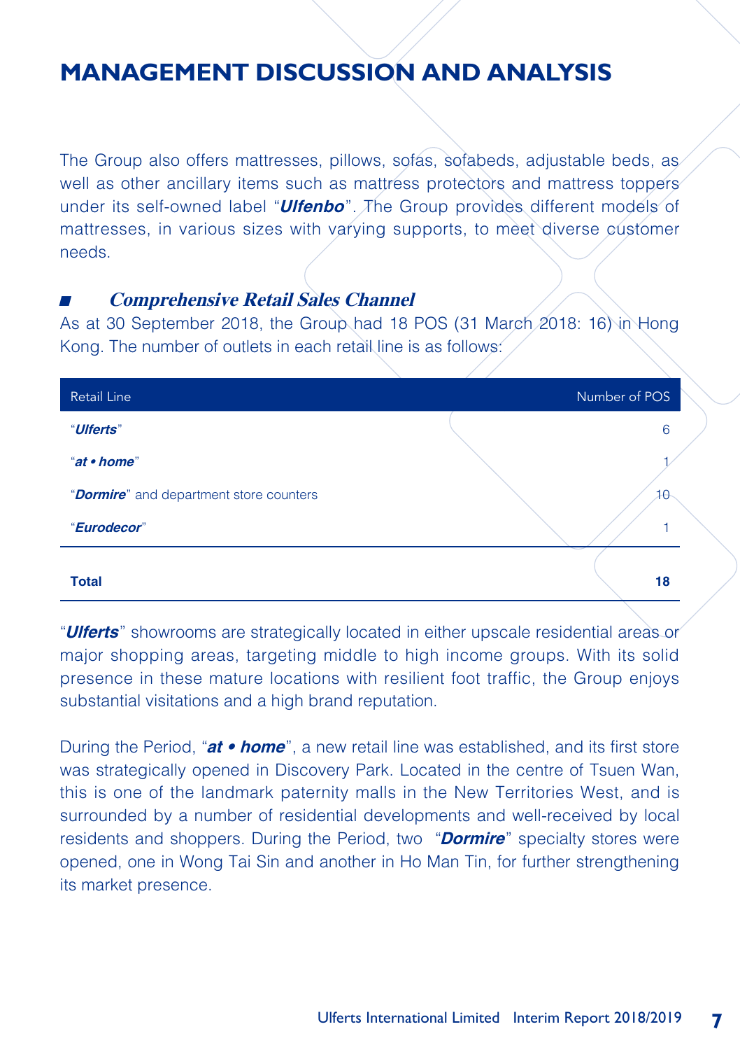# MANAGEMENT DISCUSSION AND ANALYSIS

The Group also offers mattresses, pillows, sofas, sofabeds, adjustable beds, as well as other ancillary items such as mattress protectors and mattress toppers under its self-owned label "***Ulfenbo***". The Group provides different models of mattresses, in various sizes with varying supports, to meet diverse customer needs.

### ■ *Comprehensive Retail Sales Channel*

As at 30 September 2018, the Group had 18 POS (31 March 2018: 16) in Hong Kong. The number of outlets in each retail line is as follows:

| Retail Line | Number of POS |
|---|---|
| "***Ulferts***" | 6 |
| "***at • home***" | 1 |
| "***Dormire***" and department store counters | 10 |
| "***Eurodecor***" | 1 |
| **Total** | **18** |

"***Ulferts***" showrooms are strategically located in either upscale residential areas or major shopping areas, targeting middle to high income groups. With its solid presence in these mature locations with resilient foot traffic, the Group enjoys substantial visitations and a high brand reputation.

During the Period, "***at • home***", a new retail line was established, and its first store was strategically opened in Discovery Park. Located in the centre of Tsuen Wan, this is one of the landmark paternity malls in the New Territories West, and is surrounded by a number of residential developments and well-received by local residents and shoppers. During the Period, two "***Dormire***" specialty stores were opened, one in Wong Tai Sin and another in Ho Man Tin, for further strengthening its market presence.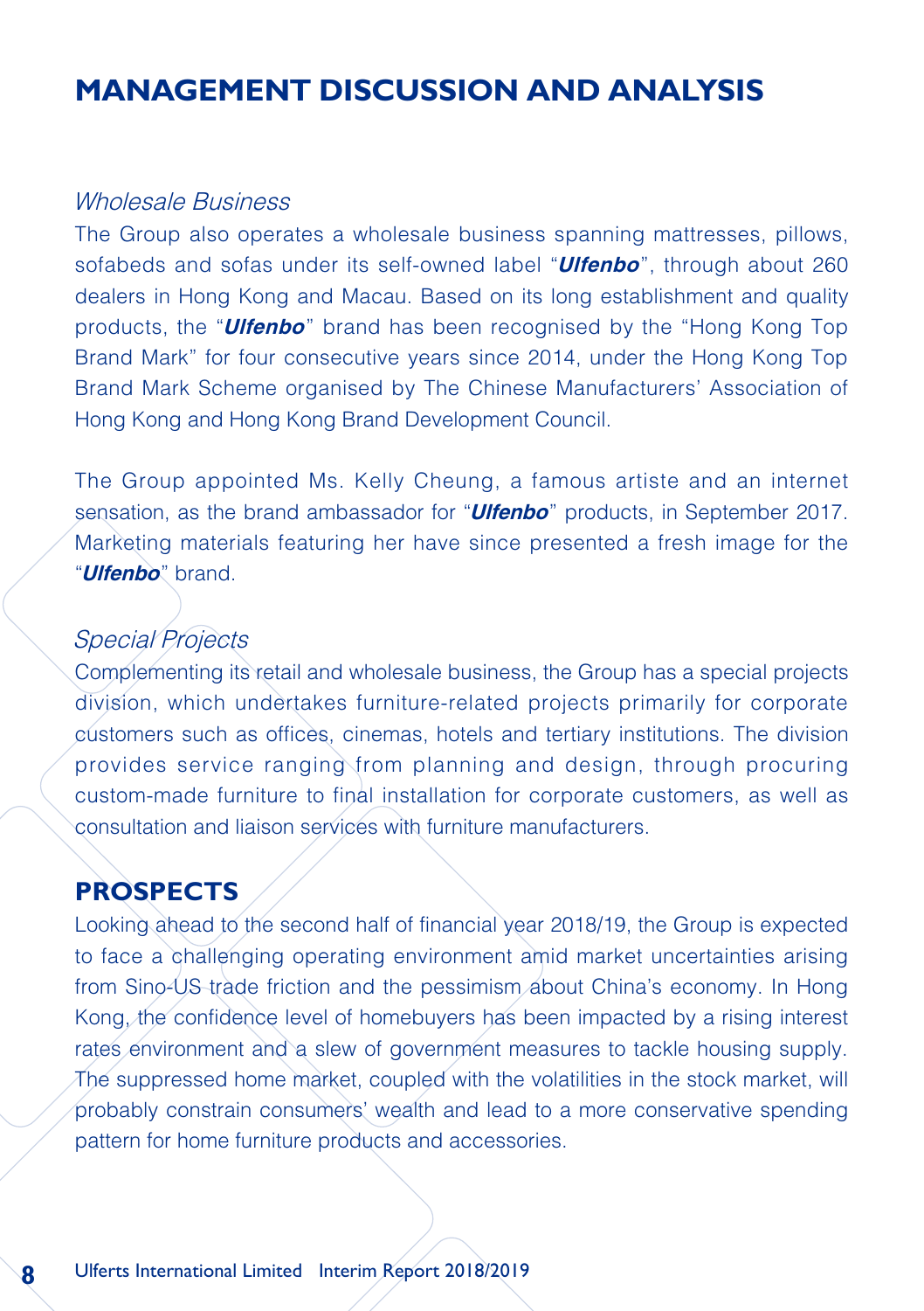# MANAGEMENT DISCUSSION AND ANALYSIS

*Wholesale Business*

The Group also operates a wholesale business spanning mattresses, pillows, sofabeds and sofas under its self-owned label "***Ulfenbo***", through about 260 dealers in Hong Kong and Macau. Based on its long establishment and quality products, the "***Ulfenbo***" brand has been recognised by the "Hong Kong Top Brand Mark" for four consecutive years since 2014, under the Hong Kong Top Brand Mark Scheme organised by The Chinese Manufacturers' Association of Hong Kong and Hong Kong Brand Development Council.

The Group appointed Ms. Kelly Cheung, a famous artiste and an internet sensation, as the brand ambassador for "***Ulfenbo***" products, in September 2017. Marketing materials featuring her have since presented a fresh image for the "***Ulfenbo***" brand.

*Special Projects*

Complementing its retail and wholesale business, the Group has a special projects division, which undertakes furniture-related projects primarily for corporate customers such as offices, cinemas, hotels and tertiary institutions. The division provides service ranging from planning and design, through procuring custom-made furniture to final installation for corporate customers, as well as consultation and liaison services with furniture manufacturers.

## PROSPECTS

Looking ahead to the second half of financial year 2018/19, the Group is expected to face a challenging operating environment amid market uncertainties arising from Sino-US trade friction and the pessimism about China's economy. In Hong Kong, the confidence level of homebuyers has been impacted by a rising interest rates environment and a slew of government measures to tackle housing supply. The suppressed home market, coupled with the volatilities in the stock market, will probably constrain consumers' wealth and lead to a more conservative spending pattern for home furniture products and accessories.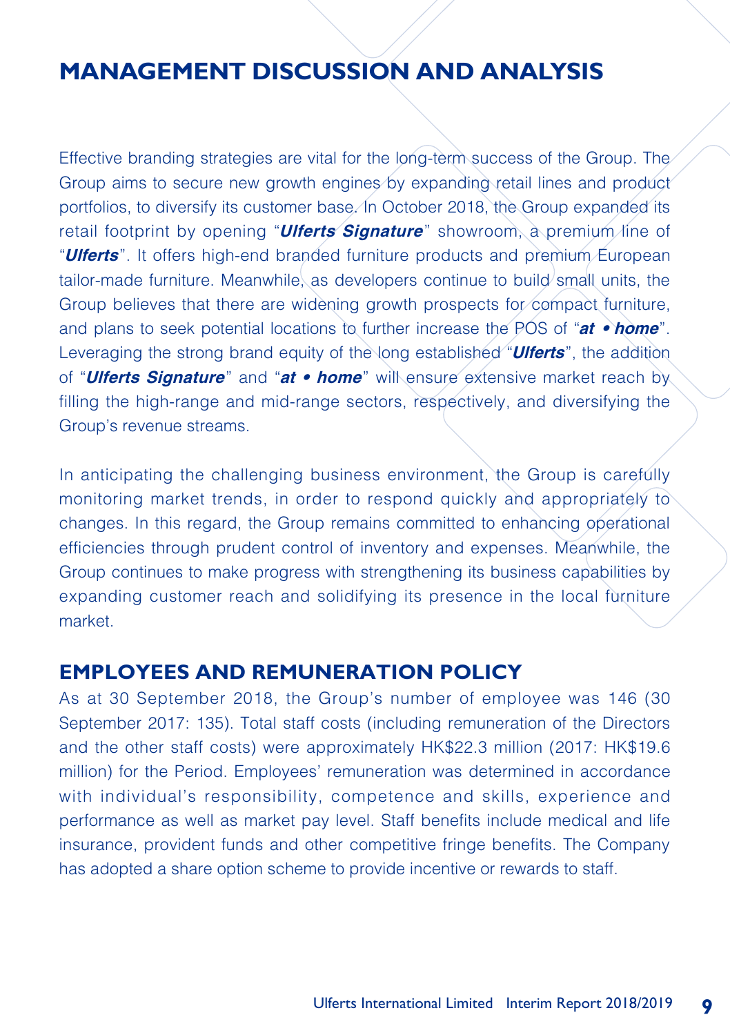# MANAGEMENT DISCUSSION AND ANALYSIS

Effective branding strategies are vital for the long-term success of the Group. The Group aims to secure new growth engines by expanding retail lines and product portfolios, to diversify its customer base. In October 2018, the Group expanded its retail footprint by opening "***Ulferts Signature***" showroom, a premium line of "***Ulferts***". It offers high-end branded furniture products and premium European tailor-made furniture. Meanwhile, as developers continue to build small units, the Group believes that there are widening growth prospects for compact furniture, and plans to seek potential locations to further increase the POS of "***at • home***". Leveraging the strong brand equity of the long established "***Ulferts***", the addition of "***Ulferts Signature***" and "***at • home***" will ensure extensive market reach by filling the high-range and mid-range sectors, respectively, and diversifying the Group's revenue streams.

In anticipating the challenging business environment, the Group is carefully monitoring market trends, in order to respond quickly and appropriately to changes. In this regard, the Group remains committed to enhancing operational efficiencies through prudent control of inventory and expenses. Meanwhile, the Group continues to make progress with strengthening its business capabilities by expanding customer reach and solidifying its presence in the local furniture market.

## EMPLOYEES AND REMUNERATION POLICY

As at 30 September 2018, the Group's number of employee was 146 (30 September 2017: 135). Total staff costs (including remuneration of the Directors and the other staff costs) were approximately HK$22.3 million (2017: HK$19.6 million) for the Period. Employees' remuneration was determined in accordance with individual's responsibility, competence and skills, experience and performance as well as market pay level. Staff benefits include medical and life insurance, provident funds and other competitive fringe benefits. The Company has adopted a share option scheme to provide incentive or rewards to staff.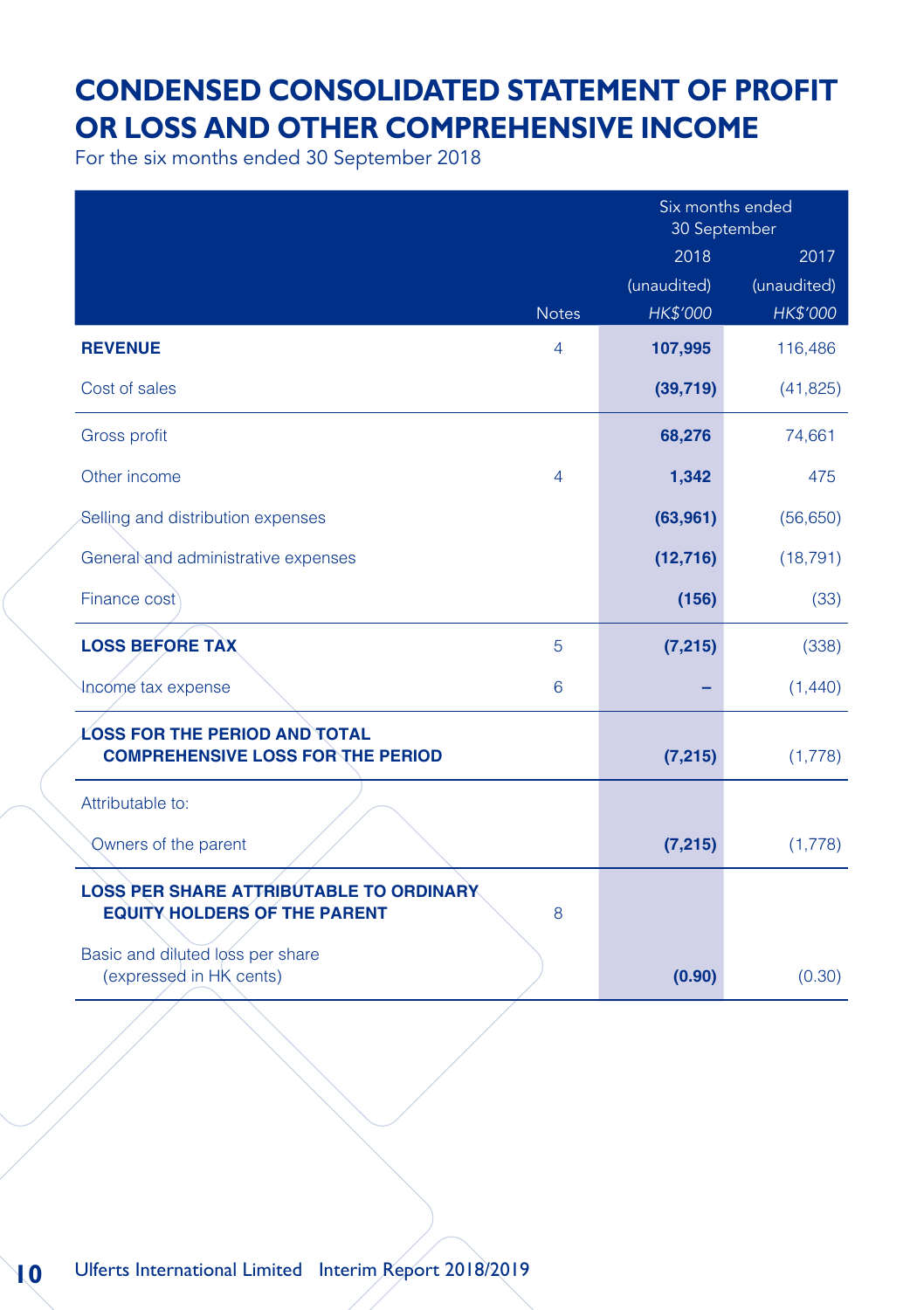# CONDENSED CONSOLIDATED STATEMENT OF PROFIT OR LOSS AND OTHER COMPREHENSIVE INCOME

For the six months ended 30 September 2018

| | Notes | Six months ended 30 September 2018 (unaudited) HK$'000 | Six months ended 30 September 2017 (unaudited) HK$'000 |
|---|---|---|---|
| **REVENUE** | 4 | **107,995** | 116,486 |
| Cost of sales | | **(39,719)** | (41,825) |
| Gross profit | | **68,276** | 74,661 |
| Other income | 4 | **1,342** | 475 |
| Selling and distribution expenses | | **(63,961)** | (56,650) |
| General and administrative expenses | | **(12,716)** | (18,791) |
| Finance cost | | **(156)** | (33) |
| **LOSS BEFORE TAX** | 5 | **(7,215)** | (338) |
| Income tax expense | 6 | **–** | (1,440) |
| **LOSS FOR THE PERIOD AND TOTAL COMPREHENSIVE LOSS FOR THE PERIOD** | | **(7,215)** | (1,778) |
| Attributable to: | | | |
| Owners of the parent | | **(7,215)** | (1,778) |
| **LOSS PER SHARE ATTRIBUTABLE TO ORDINARY EQUITY HOLDERS OF THE PARENT** | 8 | | |
| Basic and diluted loss per share (expressed in HK cents) | | **(0.90)** | (0.30) |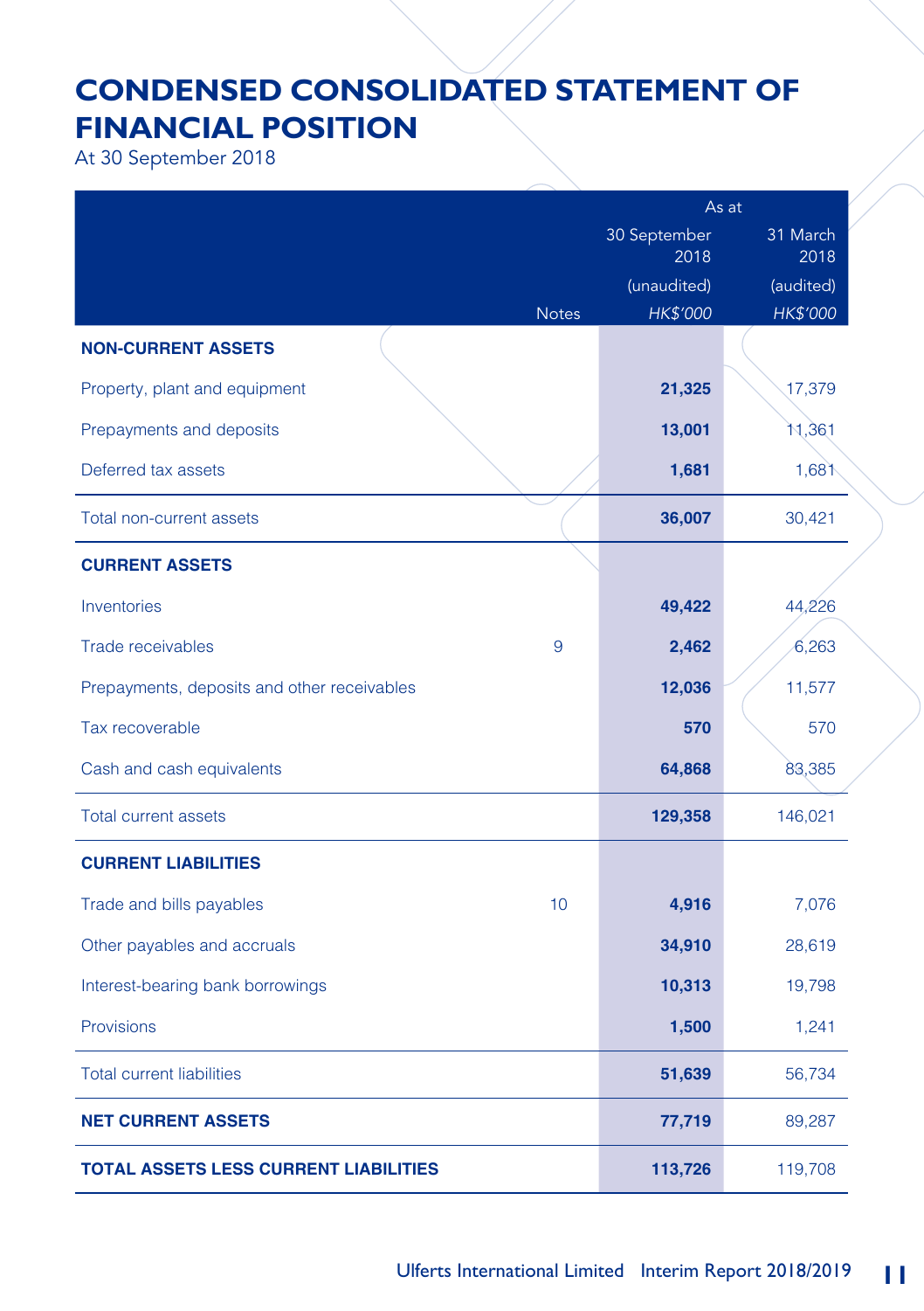# CONDENSED CONSOLIDATED STATEMENT OF FINANCIAL POSITION

At 30 September 2018

| | Notes | As at 30 September 2018 (unaudited) HK$'000 | As at 31 March 2018 (audited) HK$'000 |
|---|---|---|---|
| **NON-CURRENT ASSETS** | | | |
| Property, plant and equipment | | **21,325** | 17,379 |
| Prepayments and deposits | | **13,001** | 11,361 |
| Deferred tax assets | | **1,681** | 1,681 |
| Total non-current assets | | **36,007** | 30,421 |
| **CURRENT ASSETS** | | | |
| Inventories | | **49,422** | 44,226 |
| Trade receivables | 9 | **2,462** | 6,263 |
| Prepayments, deposits and other receivables | | **12,036** | 11,577 |
| Tax recoverable | | **570** | 570 |
| Cash and cash equivalents | | **64,868** | 83,385 |
| Total current assets | | **129,358** | 146,021 |
| **CURRENT LIABILITIES** | | | |
| Trade and bills payables | 10 | **4,916** | 7,076 |
| Other payables and accruals | | **34,910** | 28,619 |
| Interest-bearing bank borrowings | | **10,313** | 19,798 |
| Provisions | | **1,500** | 1,241 |
| Total current liabilities | | **51,639** | 56,734 |
| **NET CURRENT ASSETS** | | **77,719** | 89,287 |
| **TOTAL ASSETS LESS CURRENT LIABILITIES** | | **113,726** | 119,708 |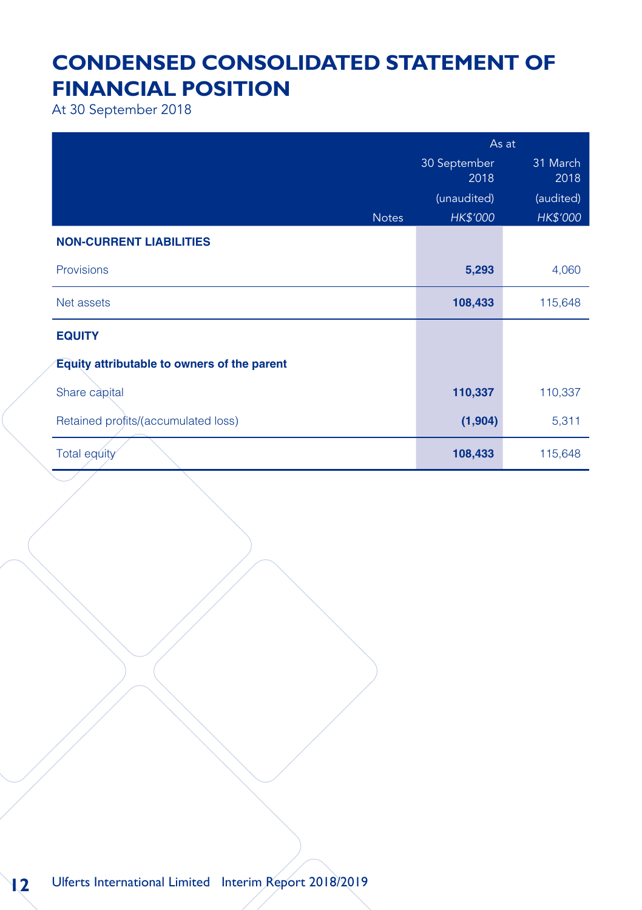# CONDENSED CONSOLIDATED STATEMENT OF FINANCIAL POSITION

At 30 September 2018

| | | As at | |
|---|---|---|---|
| | | 30 September 2018 | 31 March 2018 |
| | | (unaudited) | (audited) |
| | Notes | *HK$'000* | *HK$'000* |
| **NON-CURRENT LIABILITIES** | | | |
| Provisions | | **5,293** | 4,060 |
| Net assets | | **108,433** | 115,648 |
| **EQUITY** | | | |
| **Equity attributable to owners of the parent** | | | |
| Share capital | | **110,337** | 110,337 |
| Retained profits/(accumulated loss) | | **(1,904)** | 5,311 |
| Total equity | | **108,433** | 115,648 |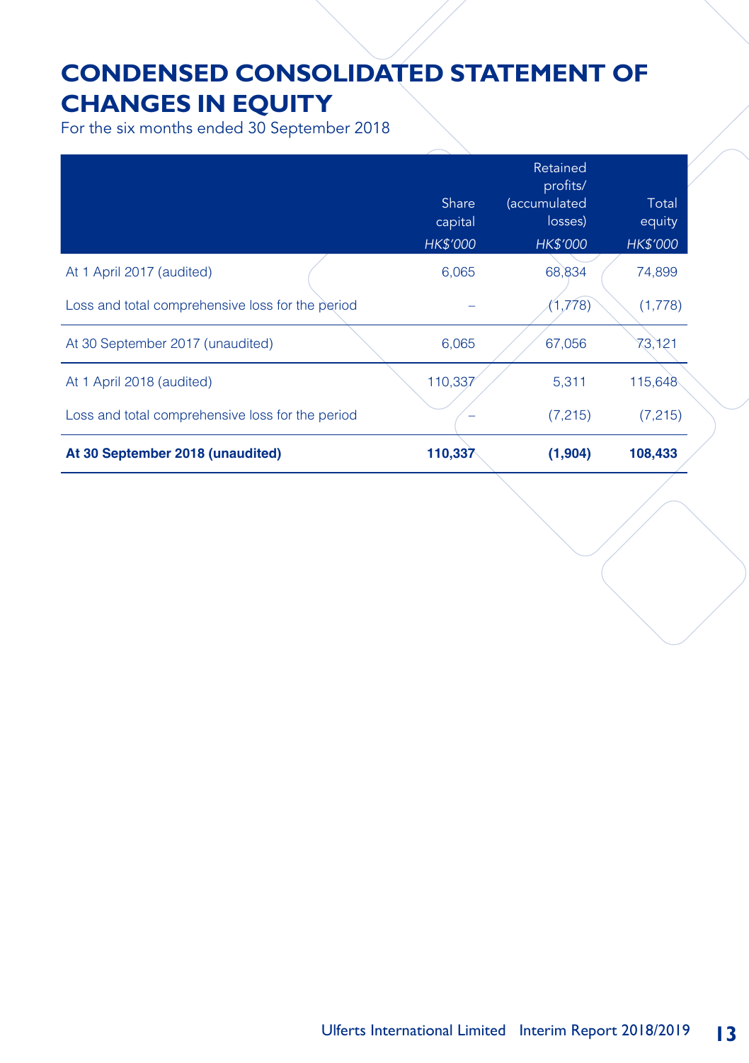# CONDENSED CONSOLIDATED STATEMENT OF CHANGES IN EQUITY

For the six months ended 30 September 2018

| | Share capital | Retained profits/ (accumulated losses) | Total equity |
|---|---|---|---|
| | *HK$'000* | *HK$'000* | *HK$'000* |
| At 1 April 2017 (audited) | 6,065 | 68,834 | 74,899 |
| Loss and total comprehensive loss for the period | – | (1,778) | (1,778) |
| At 30 September 2017 (unaudited) | 6,065 | 67,056 | 73,121 |
| At 1 April 2018 (audited) | 110,337 | 5,311 | 115,648 |
| Loss and total comprehensive loss for the period | – | (7,215) | (7,215) |
| **At 30 September 2018 (unaudited)** | **110,337** | **(1,904)** | **108,433** |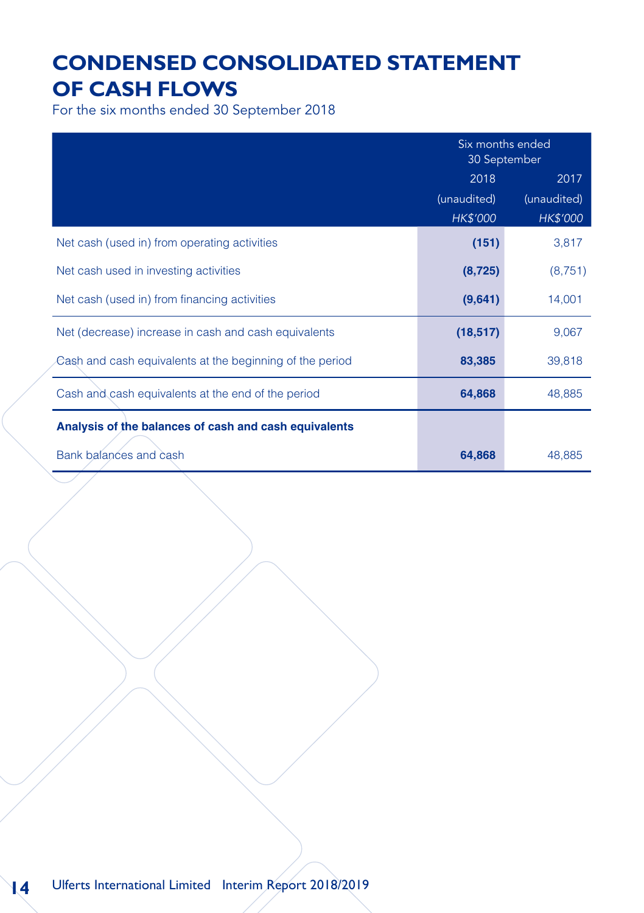# CONDENSED CONSOLIDATED STATEMENT OF CASH FLOWS

For the six months ended 30 September 2018

| | Six months ended 30 September | |
|---|---|---|
| | 2018 | 2017 |
| | (unaudited) | (unaudited) |
| | *HK$'000* | *HK$'000* |
| Net cash (used in) from operating activities | **(151)** | 3,817 |
| Net cash used in investing activities | **(8,725)** | (8,751) |
| Net cash (used in) from financing activities | **(9,641)** | 14,001 |
| Net (decrease) increase in cash and cash equivalents | **(18,517)** | 9,067 |
| Cash and cash equivalents at the beginning of the period | **83,385** | 39,818 |
| Cash and cash equivalents at the end of the period | **64,868** | 48,885 |
| **Analysis of the balances of cash and cash equivalents** | | |
| Bank balances and cash | **64,868** | 48,885 |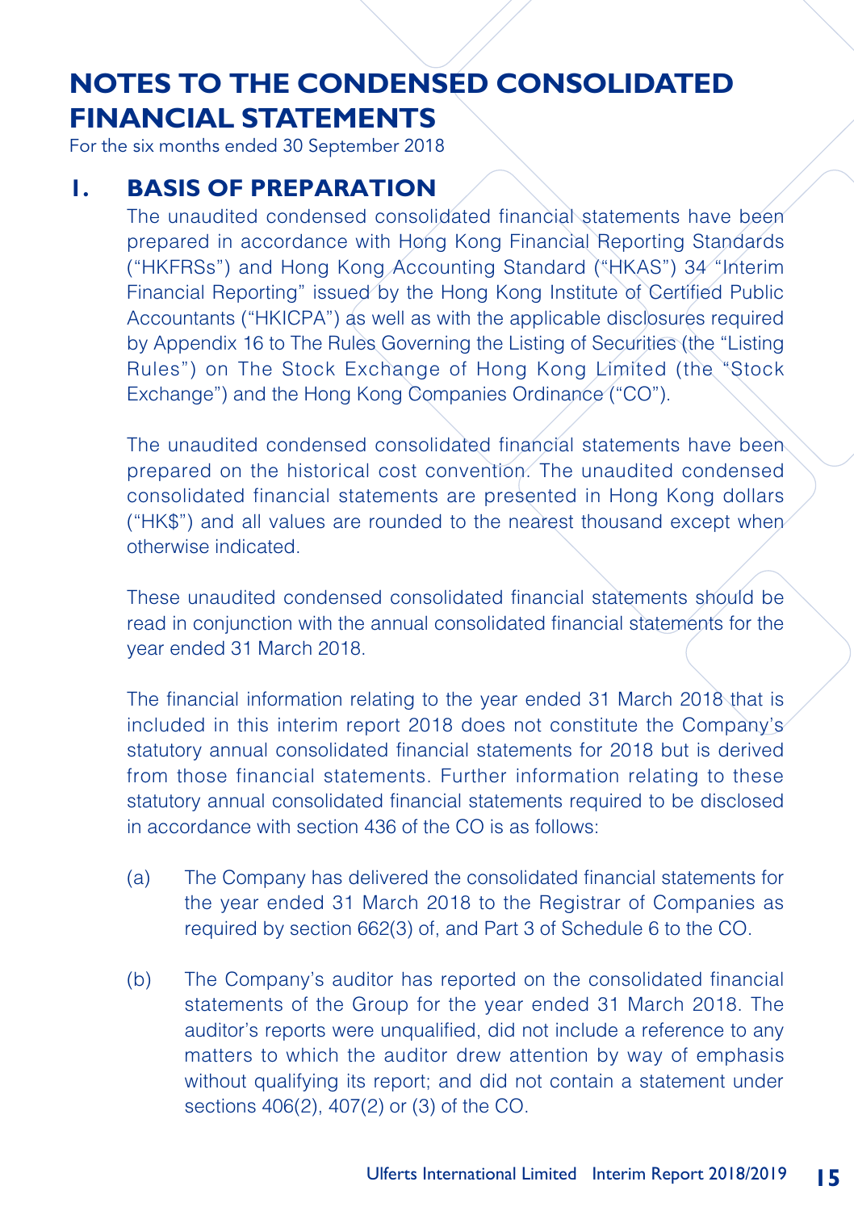# NOTES TO THE CONDENSED CONSOLIDATED FINANCIAL STATEMENTS

For the six months ended 30 September 2018

## 1. BASIS OF PREPARATION

The unaudited condensed consolidated financial statements have been prepared in accordance with Hong Kong Financial Reporting Standards ("HKFRSs") and Hong Kong Accounting Standard ("HKAS") 34 "Interim Financial Reporting" issued by the Hong Kong Institute of Certified Public Accountants ("HKICPA") as well as with the applicable disclosures required by Appendix 16 to The Rules Governing the Listing of Securities (the "Listing Rules") on The Stock Exchange of Hong Kong Limited (the "Stock Exchange") and the Hong Kong Companies Ordinance ("CO").

The unaudited condensed consolidated financial statements have been prepared on the historical cost convention. The unaudited condensed consolidated financial statements are presented in Hong Kong dollars ("HK$") and all values are rounded to the nearest thousand except when otherwise indicated.

These unaudited condensed consolidated financial statements should be read in conjunction with the annual consolidated financial statements for the year ended 31 March 2018.

The financial information relating to the year ended 31 March 2018 that is included in this interim report 2018 does not constitute the Company's statutory annual consolidated financial statements for 2018 but is derived from those financial statements. Further information relating to these statutory annual consolidated financial statements required to be disclosed in accordance with section 436 of the CO is as follows:

(a) The Company has delivered the consolidated financial statements for the year ended 31 March 2018 to the Registrar of Companies as required by section 662(3) of, and Part 3 of Schedule 6 to the CO.

(b) The Company's auditor has reported on the consolidated financial statements of the Group for the year ended 31 March 2018. The auditor's reports were unqualified, did not include a reference to any matters to which the auditor drew attention by way of emphasis without qualifying its report; and did not contain a statement under sections 406(2), 407(2) or (3) of the CO.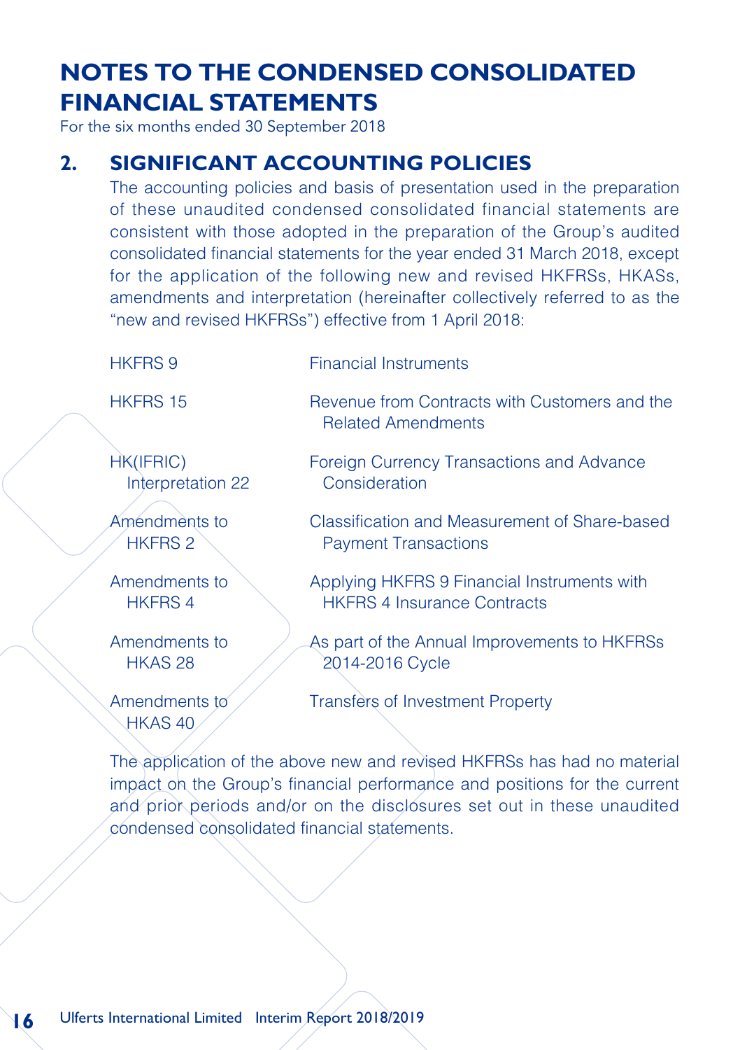# NOTES TO THE CONDENSED CONSOLIDATED FINANCIAL STATEMENTS

For the six months ended 30 September 2018

## 2. SIGNIFICANT ACCOUNTING POLICIES

The accounting policies and basis of presentation used in the preparation of these unaudited condensed consolidated financial statements are consistent with those adopted in the preparation of the Group's audited consolidated financial statements for the year ended 31 March 2018, except for the application of the following new and revised HKFRSs, HKASs, amendments and interpretation (hereinafter collectively referred to as the "new and revised HKFRSs") effective from 1 April 2018:

| | |
|---|---|
| HKFRS 9 | Financial Instruments |
| HKFRS 15 | Revenue from Contracts with Customers and the Related Amendments |
| HK(IFRIC) Interpretation 22 | Foreign Currency Transactions and Advance Consideration |
| Amendments to HKFRS 2 | Classification and Measurement of Share-based Payment Transactions |
| Amendments to HKFRS 4 | Applying HKFRS 9 Financial Instruments with HKFRS 4 Insurance Contracts |
| Amendments to HKAS 28 | As part of the Annual Improvements to HKFRSs 2014-2016 Cycle |
| Amendments to HKAS 40 | Transfers of Investment Property |

The application of the above new and revised HKFRSs has had no material impact on the Group's financial performance and positions for the current and prior periods and/or on the disclosures set out in these unaudited condensed consolidated financial statements.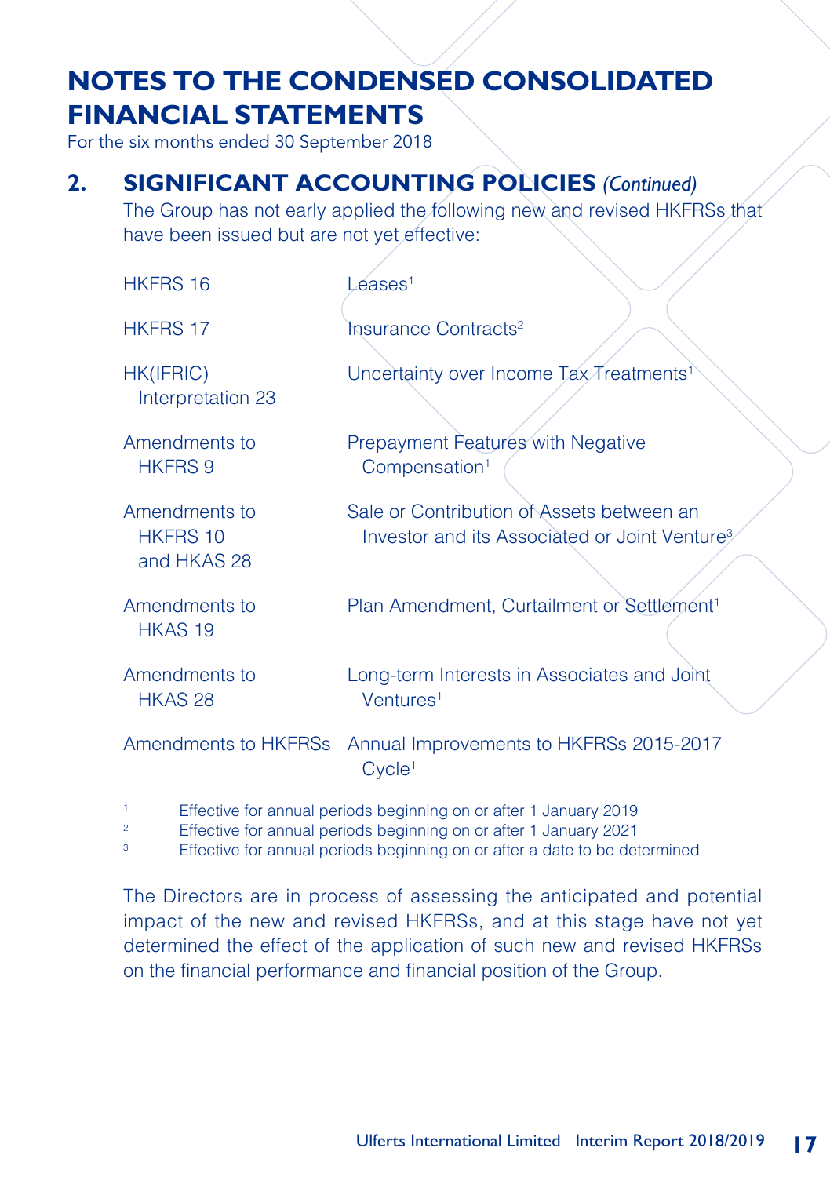# NOTES TO THE CONDENSED CONSOLIDATED FINANCIAL STATEMENTS

For the six months ended 30 September 2018

## 2. SIGNIFICANT ACCOUNTING POLICIES *(Continued)*

The Group has not early applied the following new and revised HKFRSs that have been issued but are not yet effective:

| | |
|---|---|
| HKFRS 16 | Leases[1] |
| HKFRS 17 | Insurance Contracts[2] |
| HK(IFRIC) Interpretation 23 | Uncertainty over Income Tax Treatments[1] |
| Amendments to HKFRS 9 | Prepayment Features with Negative Compensation[1] |
| Amendments to HKFRS 10 and HKAS 28 | Sale or Contribution of Assets between an Investor and its Associated or Joint Venture[3] |
| Amendments to HKAS 19 | Plan Amendment, Curtailment or Settlement[1] |
| Amendments to HKAS 28 | Long-term Interests in Associates and Joint Ventures[1] |
| Amendments to HKFRSs | Annual Improvements to HKFRSs 2015-2017 Cycle[1] |

[1] Effective for annual periods beginning on or after 1 January 2019

[2] Effective for annual periods beginning on or after 1 January 2021

[3] Effective for annual periods beginning on or after a date to be determined

The Directors are in process of assessing the anticipated and potential impact of the new and revised HKFRSs, and at this stage have not yet determined the effect of the application of such new and revised HKFRSs on the financial performance and financial position of the Group.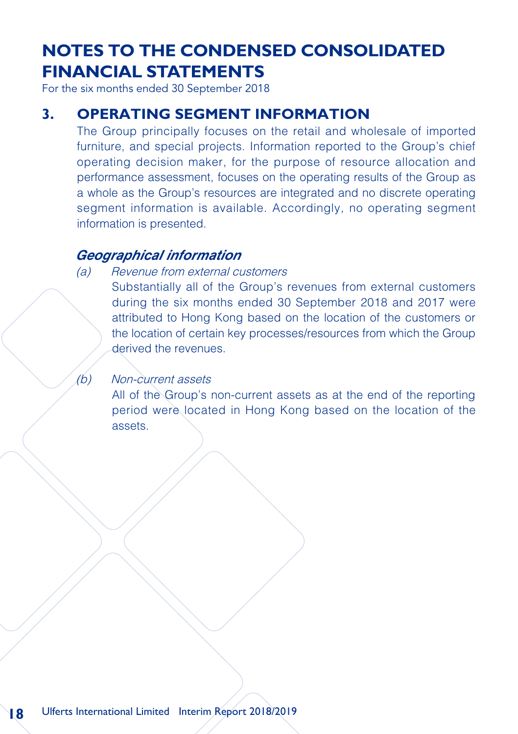# NOTES TO THE CONDENSED CONSOLIDATED FINANCIAL STATEMENTS

For the six months ended 30 September 2018

## 3. OPERATING SEGMENT INFORMATION

The Group principally focuses on the retail and wholesale of imported furniture, and special projects. Information reported to the Group's chief operating decision maker, for the purpose of resource allocation and performance assessment, focuses on the operating results of the Group as a whole as the Group's resources are integrated and no discrete operating segment information is available. Accordingly, no operating segment information is presented.

### *Geographical information*

(a) *Revenue from external customers*

Substantially all of the Group's revenues from external customers during the six months ended 30 September 2018 and 2017 were attributed to Hong Kong based on the location of the customers or the location of certain key processes/resources from which the Group derived the revenues.

(b) *Non-current assets*

All of the Group's non-current assets as at the end of the reporting period were located in Hong Kong based on the location of the assets.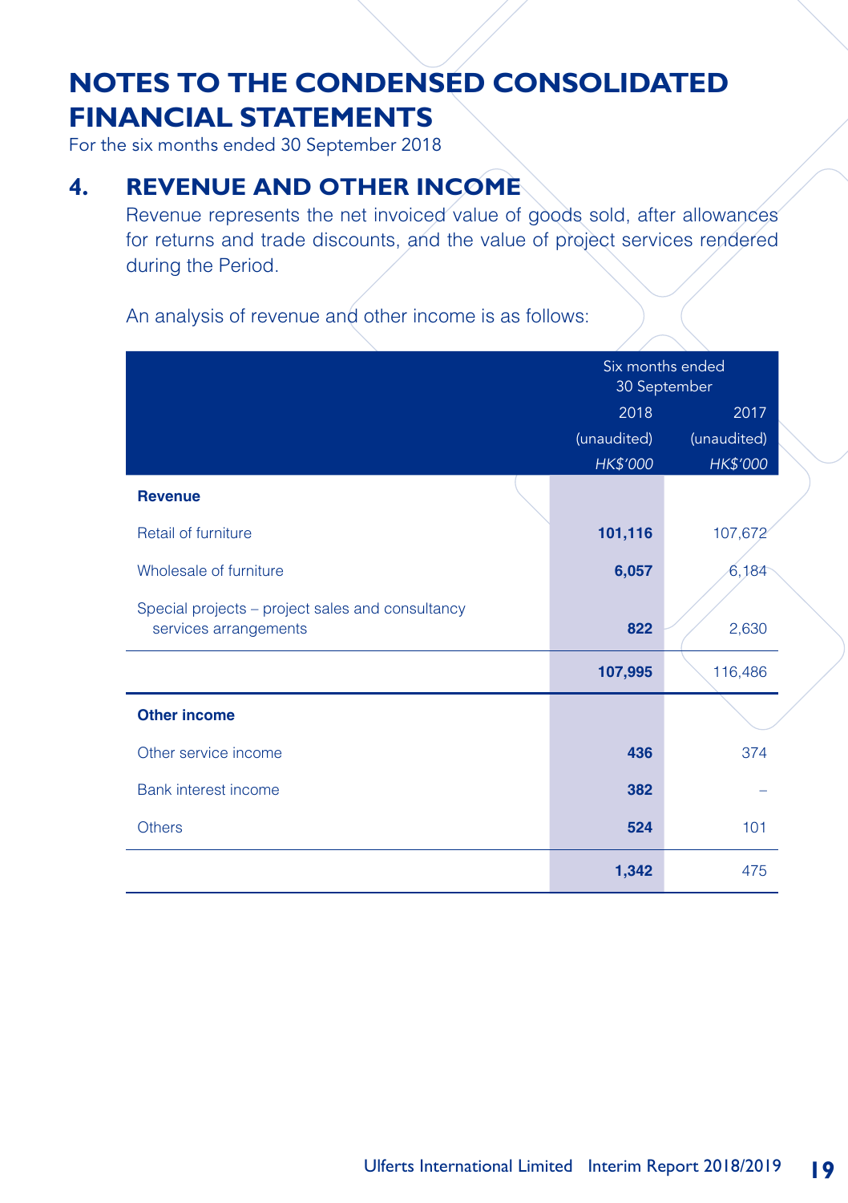# NOTES TO THE CONDENSED CONSOLIDATED FINANCIAL STATEMENTS

For the six months ended 30 September 2018

## 4. REVENUE AND OTHER INCOME

Revenue represents the net invoiced value of goods sold, after allowances for returns and trade discounts, and the value of project services rendered during the Period.

An analysis of revenue and other income is as follows:

| | Six months ended 30 September | |
|---|---|---|
| | 2018 | 2017 |
| | (unaudited) | (unaudited) |
| | *HK$'000* | *HK$'000* |
| **Revenue** | | |
| Retail of furniture | **101,116** | 107,672 |
| Wholesale of furniture | **6,057** | 6,184 |
| Special projects – project sales and consultancy services arrangements | **822** | 2,630 |
| | **107,995** | 116,486 |
| **Other income** | | |
| Other service income | **436** | 374 |
| Bank interest income | **382** | – |
| Others | **524** | 101 |
| | **1,342** | 475 |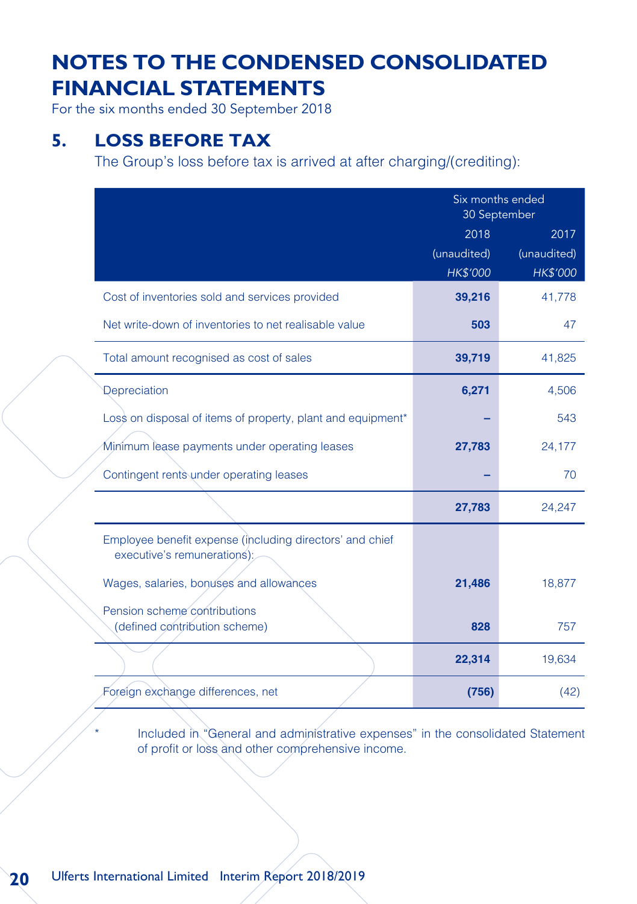# NOTES TO THE CONDENSED CONSOLIDATED FINANCIAL STATEMENTS

For the six months ended 30 September 2018

## 5. LOSS BEFORE TAX

The Group's loss before tax is arrived at after charging/(crediting):

| | Six months ended 30 September | |
|---|---|---|
| | 2018 | 2017 |
| | (unaudited) | (unaudited) |
| | *HK$'000* | *HK$'000* |
| Cost of inventories sold and services provided | **39,216** | 41,778 |
| Net write-down of inventories to net realisable value | **503** | 47 |
| Total amount recognised as cost of sales | **39,719** | 41,825 |
| Depreciation | **6,271** | 4,506 |
| Loss on disposal of items of property, plant and equipment* | **–** | 543 |
| Minimum lease payments under operating leases | **27,783** | 24,177 |
| Contingent rents under operating leases | **–** | 70 |
| | **27,783** | 24,247 |
| Employee benefit expense (including directors' and chief executive's remunerations): | | |
| Wages, salaries, bonuses and allowances | **21,486** | 18,877 |
| Pension scheme contributions (defined contribution scheme) | **828** | 757 |
| | **22,314** | 19,634 |
| Foreign exchange differences, net | **(756)** | (42) |

\* Included in "General and administrative expenses" in the consolidated Statement of profit or loss and other comprehensive income.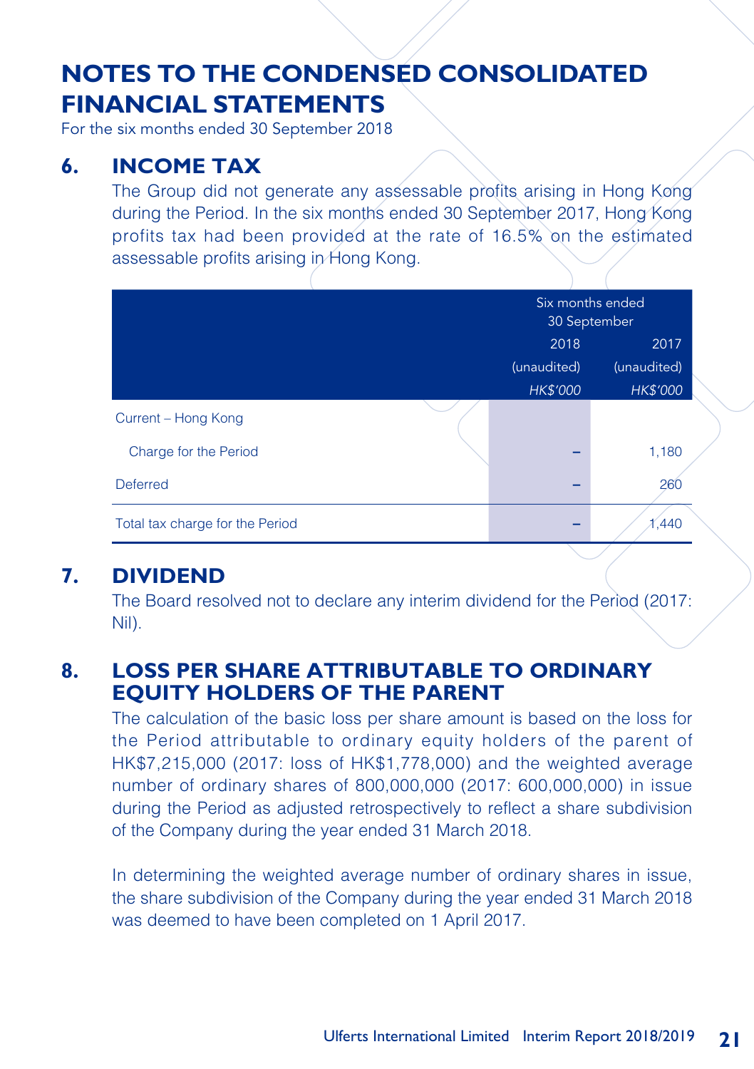# NOTES TO THE CONDENSED CONSOLIDATED FINANCIAL STATEMENTS

For the six months ended 30 September 2018

## 6. INCOME TAX

The Group did not generate any assessable profits arising in Hong Kong during the Period. In the six months ended 30 September 2017, Hong Kong profits tax had been provided at the rate of 16.5% on the estimated assessable profits arising in Hong Kong.

| | Six months ended 30 September | |
|---|---|---|
| | 2018 | 2017 |
| | (unaudited) | (unaudited) |
| | *HK$'000* | *HK$'000* |
| Current – Hong Kong | | |
| Charge for the Period | – | 1,180 |
| Deferred | – | 260 |
| Total tax charge for the Period | – | 1,440 |

## 7. DIVIDEND

The Board resolved not to declare any interim dividend for the Period (2017: Nil).

## 8. LOSS PER SHARE ATTRIBUTABLE TO ORDINARY EQUITY HOLDERS OF THE PARENT

The calculation of the basic loss per share amount is based on the loss for the Period attributable to ordinary equity holders of the parent of HK$7,215,000 (2017: loss of HK$1,778,000) and the weighted average number of ordinary shares of 800,000,000 (2017: 600,000,000) in issue during the Period as adjusted retrospectively to reflect a share subdivision of the Company during the year ended 31 March 2018.

In determining the weighted average number of ordinary shares in issue, the share subdivision of the Company during the year ended 31 March 2018 was deemed to have been completed on 1 April 2017.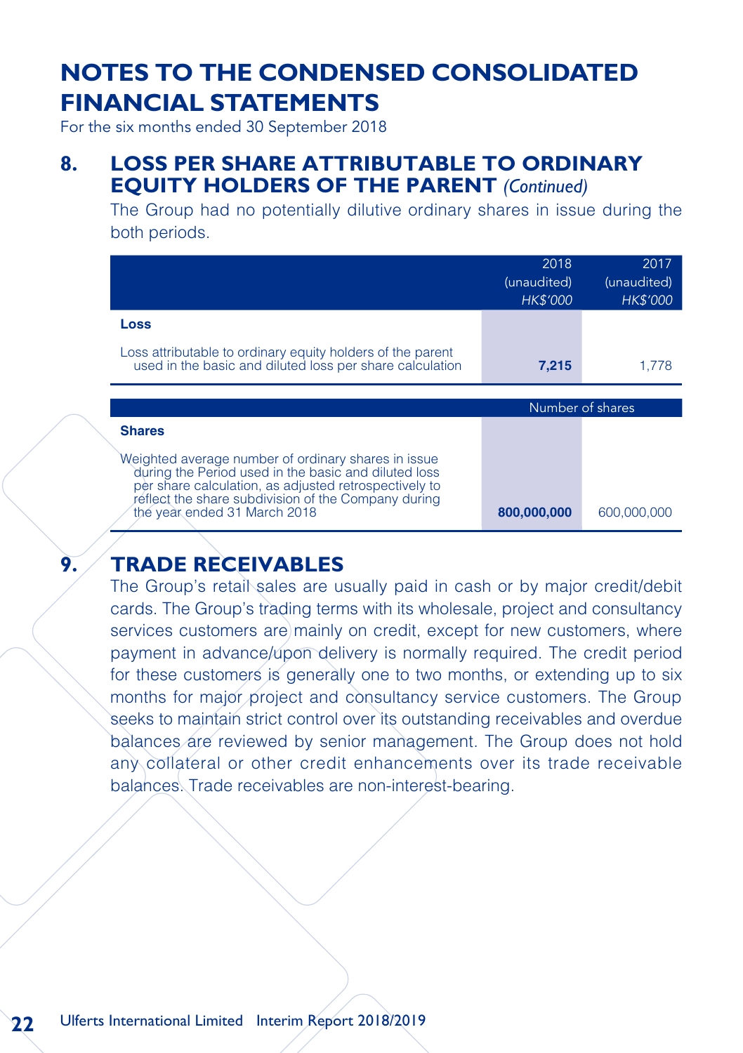# NOTES TO THE CONDENSED CONSOLIDATED FINANCIAL STATEMENTS

For the six months ended 30 September 2018

## 8. LOSS PER SHARE ATTRIBUTABLE TO ORDINARY EQUITY HOLDERS OF THE PARENT *(Continued)*

The Group had no potentially dilutive ordinary shares in issue during the both periods.

| | 2018 (unaudited) *HK$'000* | 2017 (unaudited) *HK$'000* |
|---|---|---|
| **Loss** | | |
| Loss attributable to ordinary equity holders of the parent used in the basic and diluted loss per share calculation | **7,215** | 1,778 |
| | Number of shares | |
| **Shares** | | |
| Weighted average number of ordinary shares in issue during the Period used in the basic and diluted loss per share calculation, as adjusted retrospectively to reflect the share subdivision of the Company during the year ended 31 March 2018 | **800,000,000** | 600,000,000 |

## 9. TRADE RECEIVABLES

The Group's retail sales are usually paid in cash or by major credit/debit cards. The Group's trading terms with its wholesale, project and consultancy services customers are mainly on credit, except for new customers, where payment in advance/upon delivery is normally required. The credit period for these customers is generally one to two months, or extending up to six months for major project and consultancy service customers. The Group seeks to maintain strict control over its outstanding receivables and overdue balances are reviewed by senior management. The Group does not hold any collateral or other credit enhancements over its trade receivable balances. Trade receivables are non-interest-bearing.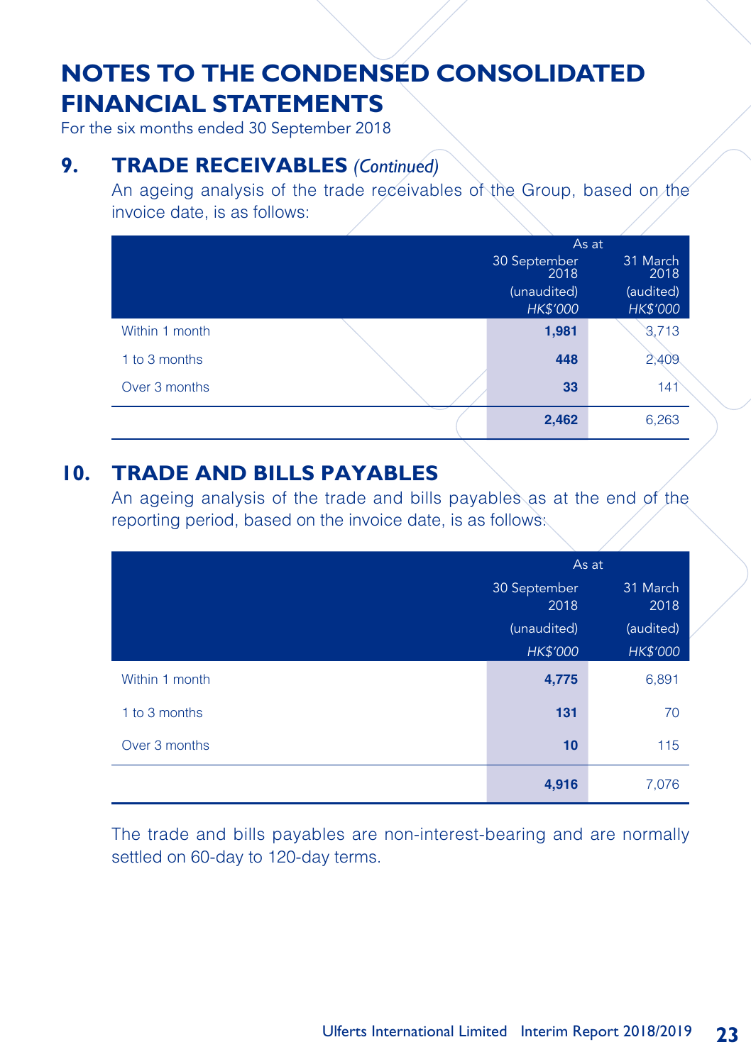# NOTES TO THE CONDENSED CONSOLIDATED FINANCIAL STATEMENTS

For the six months ended 30 September 2018

## 9. TRADE RECEIVABLES *(Continued)*

An ageing analysis of the trade receivables of the Group, based on the invoice date, is as follows:

| | As at | |
|---|---|---|
| | 30 September 2018 (unaudited) *HK$'000* | 31 March 2018 (audited) *HK$'000* |
| Within 1 month | **1,981** | 3,713 |
| 1 to 3 months | **448** | 2,409 |
| Over 3 months | **33** | 141 |
| | **2,462** | 6,263 |

## 10. TRADE AND BILLS PAYABLES

An ageing analysis of the trade and bills payables as at the end of the reporting period, based on the invoice date, is as follows:

| | As at | |
|---|---|---|
| | 30 September 2018 (unaudited) *HK$'000* | 31 March 2018 (audited) *HK$'000* |
| Within 1 month | **4,775** | 6,891 |
| 1 to 3 months | **131** | 70 |
| Over 3 months | **10** | 115 |
| | **4,916** | 7,076 |

The trade and bills payables are non-interest-bearing and are normally settled on 60-day to 120-day terms.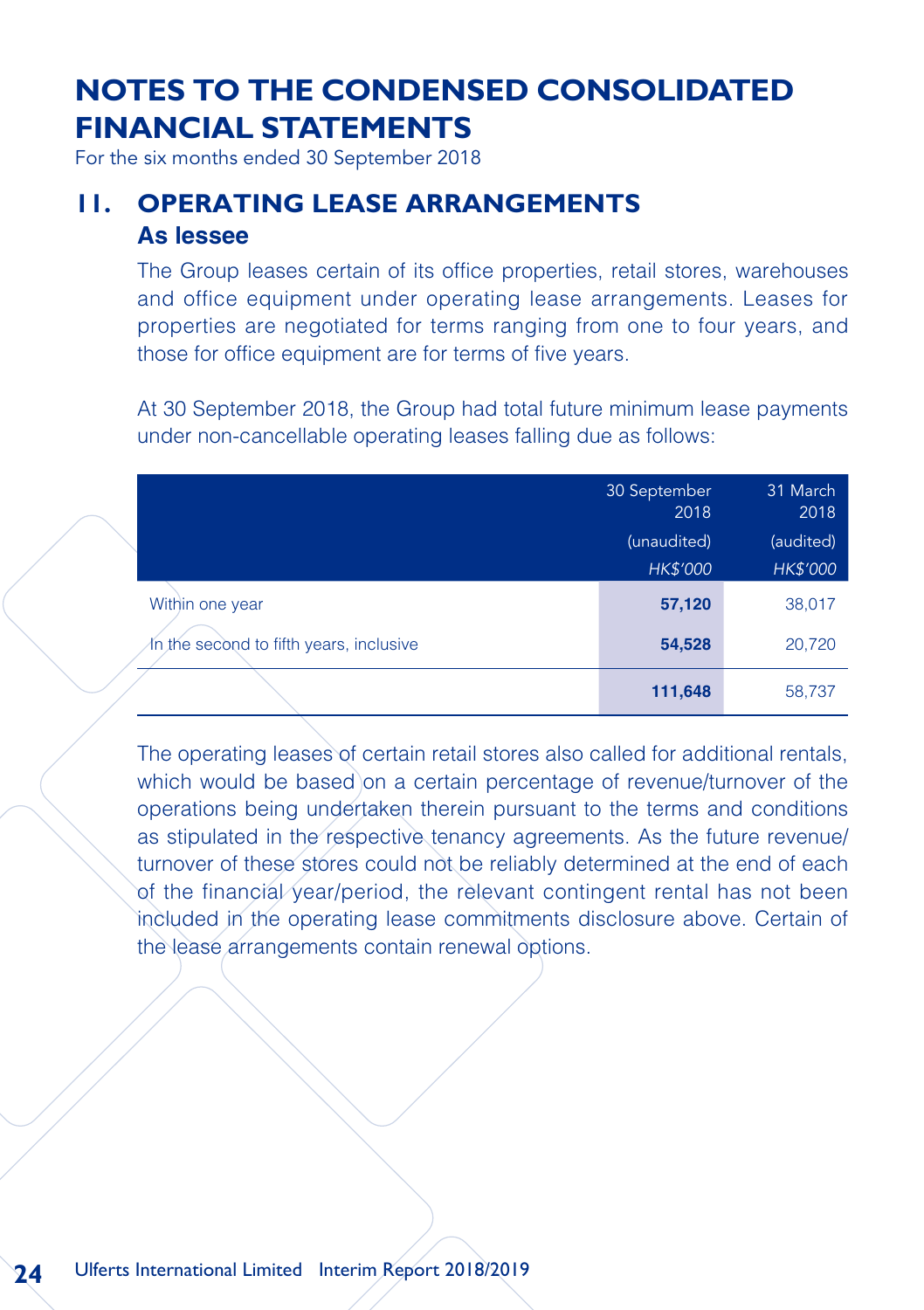# NOTES TO THE CONDENSED CONSOLIDATED FINANCIAL STATEMENTS

For the six months ended 30 September 2018

## 11. OPERATING LEASE ARRANGEMENTS

### As lessee

The Group leases certain of its office properties, retail stores, warehouses and office equipment under operating lease arrangements. Leases for properties are negotiated for terms ranging from one to four years, and those for office equipment are for terms of five years.

At 30 September 2018, the Group had total future minimum lease payments under non-cancellable operating leases falling due as follows:

| | 30 September 2018 | 31 March 2018 |
|---|---|---|
| | (unaudited) | (audited) |
| | *HK$'000* | *HK$'000* |
| Within one year | **57,120** | 38,017 |
| In the second to fifth years, inclusive | **54,528** | 20,720 |
| | **111,648** | 58,737 |

The operating leases of certain retail stores also called for additional rentals, which would be based on a certain percentage of revenue/turnover of the operations being undertaken therein pursuant to the terms and conditions as stipulated in the respective tenancy agreements. As the future revenue/turnover of these stores could not be reliably determined at the end of each of the financial year/period, the relevant contingent rental has not been included in the operating lease commitments disclosure above. Certain of the lease arrangements contain renewal options.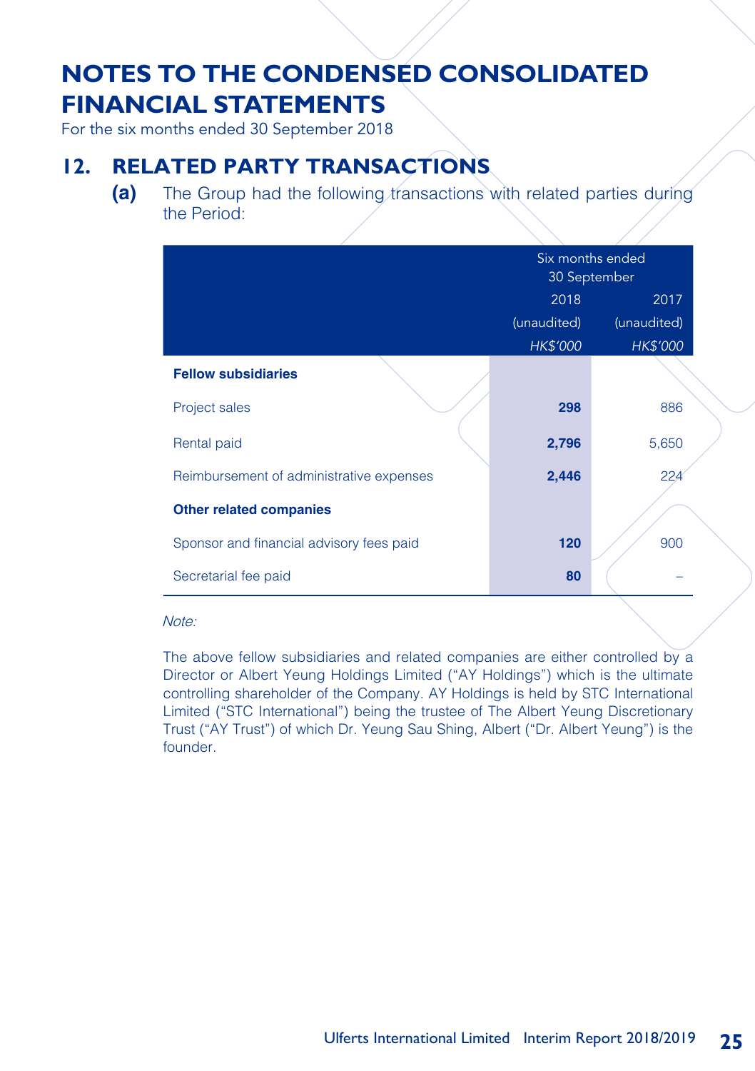# NOTES TO THE CONDENSED CONSOLIDATED FINANCIAL STATEMENTS

For the six months ended 30 September 2018

## 12. RELATED PARTY TRANSACTIONS

**(a)** The Group had the following transactions with related parties during the Period:

| | Six months ended 30 September | |
|---|---|---|
| | 2018 | 2017 |
| | (unaudited) | (unaudited) |
| | *HK$'000* | *HK$'000* |
| **Fellow subsidiaries** | | |
| Project sales | **298** | 886 |
| Rental paid | **2,796** | 5,650 |
| Reimbursement of administrative expenses | **2,446** | 224 |
| **Other related companies** | | |
| Sponsor and financial advisory fees paid | **120** | 900 |
| Secretarial fee paid | **80** | – |

*Note:*

The above fellow subsidiaries and related companies are either controlled by a Director or Albert Yeung Holdings Limited ("AY Holdings") which is the ultimate controlling shareholder of the Company. AY Holdings is held by STC International Limited ("STC International") being the trustee of The Albert Yeung Discretionary Trust ("AY Trust") of which Dr. Yeung Sau Shing, Albert ("Dr. Albert Yeung") is the founder.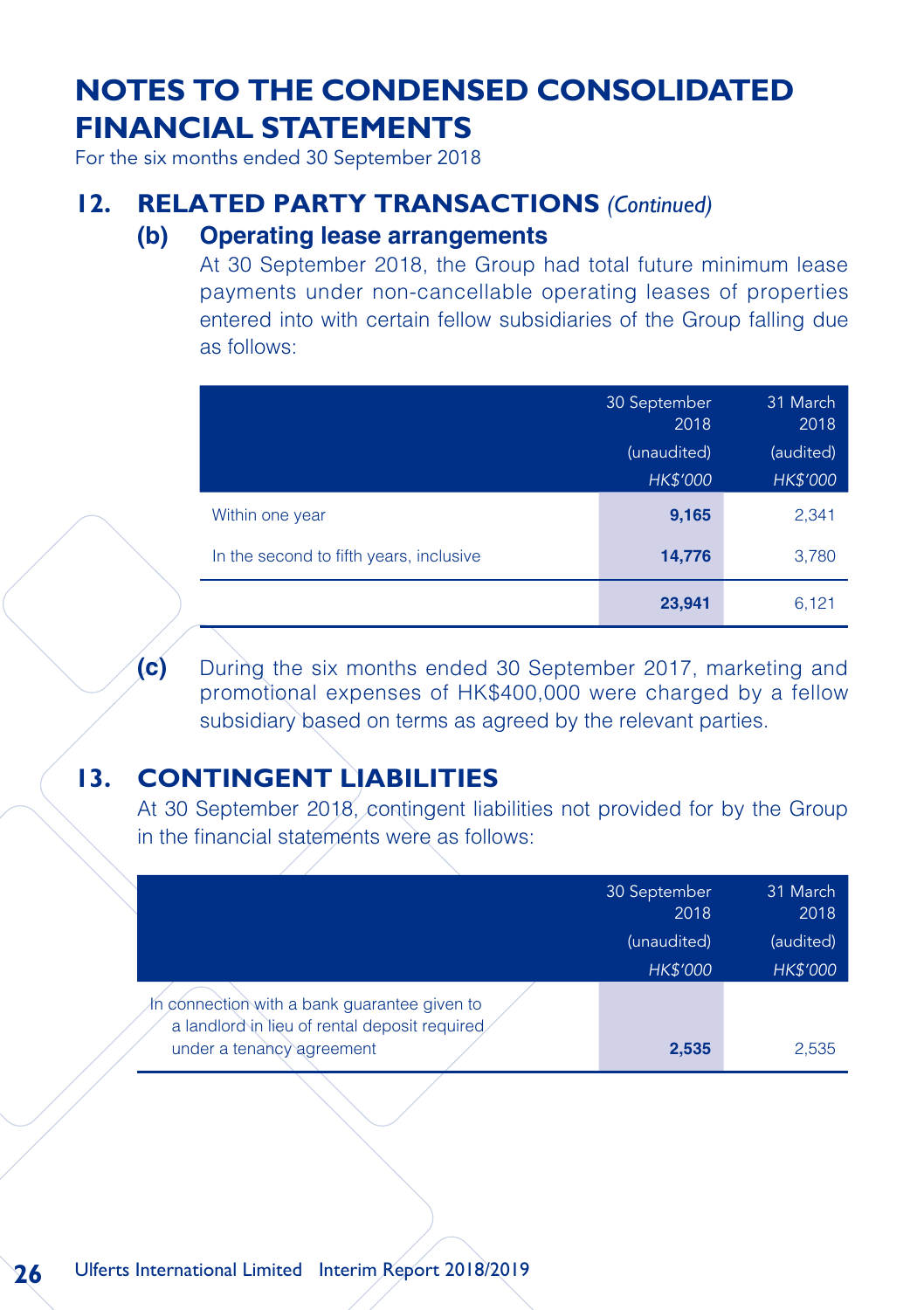# NOTES TO THE CONDENSED CONSOLIDATED FINANCIAL STATEMENTS

For the six months ended 30 September 2018

## 12. RELATED PARTY TRANSACTIONS *(Continued)*

### (b) Operating lease arrangements

At 30 September 2018, the Group had total future minimum lease payments under non-cancellable operating leases of properties entered into with certain fellow subsidiaries of the Group falling due as follows:

| | 30 September 2018 (unaudited) *HK$'000* | 31 March 2018 (audited) *HK$'000* |
|---|---|---|
| Within one year | **9,165** | 2,341 |
| In the second to fifth years, inclusive | **14,776** | 3,780 |
| | **23,941** | 6,121 |

**(c)** During the six months ended 30 September 2017, marketing and promotional expenses of HK$400,000 were charged by a fellow subsidiary based on terms as agreed by the relevant parties.

## 13. CONTINGENT LIABILITIES

At 30 September 2018, contingent liabilities not provided for by the Group in the financial statements were as follows:

| | 30 September 2018 (unaudited) *HK$'000* | 31 March 2018 (audited) *HK$'000* |
|---|---|---|
| In connection with a bank guarantee given to a landlord in lieu of rental deposit required under a tenancy agreement | **2,535** | 2,535 |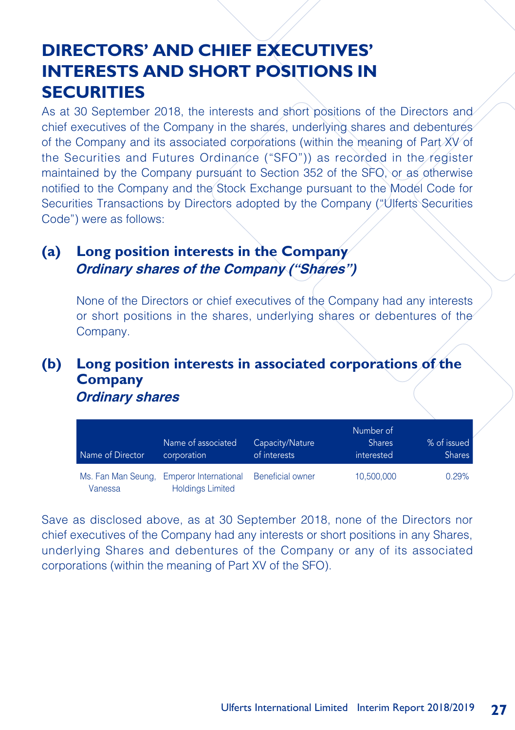# DIRECTORS' AND CHIEF EXECUTIVES' INTERESTS AND SHORT POSITIONS IN SECURITIES

As at 30 September 2018, the interests and short positions of the Directors and chief executives of the Company in the shares, underlying shares and debentures of the Company and its associated corporations (within the meaning of Part XV of the Securities and Futures Ordinance ("SFO")) as recorded in the register maintained by the Company pursuant to Section 352 of the SFO, or as otherwise notified to the Company and the Stock Exchange pursuant to the Model Code for Securities Transactions by Directors adopted by the Company ("Ulferts Securities Code") were as follows:

## (a) Long position interests in the Company

***Ordinary shares of the Company ("Shares")***

None of the Directors or chief executives of the Company had any interests or short positions in the shares, underlying shares or debentures of the Company.

## (b) Long position interests in associated corporations of the Company

***Ordinary shares***

| Name of Director | Name of associated corporation | Capacity/Nature of interests | Number of Shares interested | % of issued Shares |
|---|---|---|---|---|
| Ms. Fan Man Seung, Vanessa | Emperor International Holdings Limited | Beneficial owner | 10,500,000 | 0.29% |

Save as disclosed above, as at 30 September 2018, none of the Directors nor chief executives of the Company had any interests or short positions in any Shares, underlying Shares and debentures of the Company or any of its associated corporations (within the meaning of Part XV of the SFO).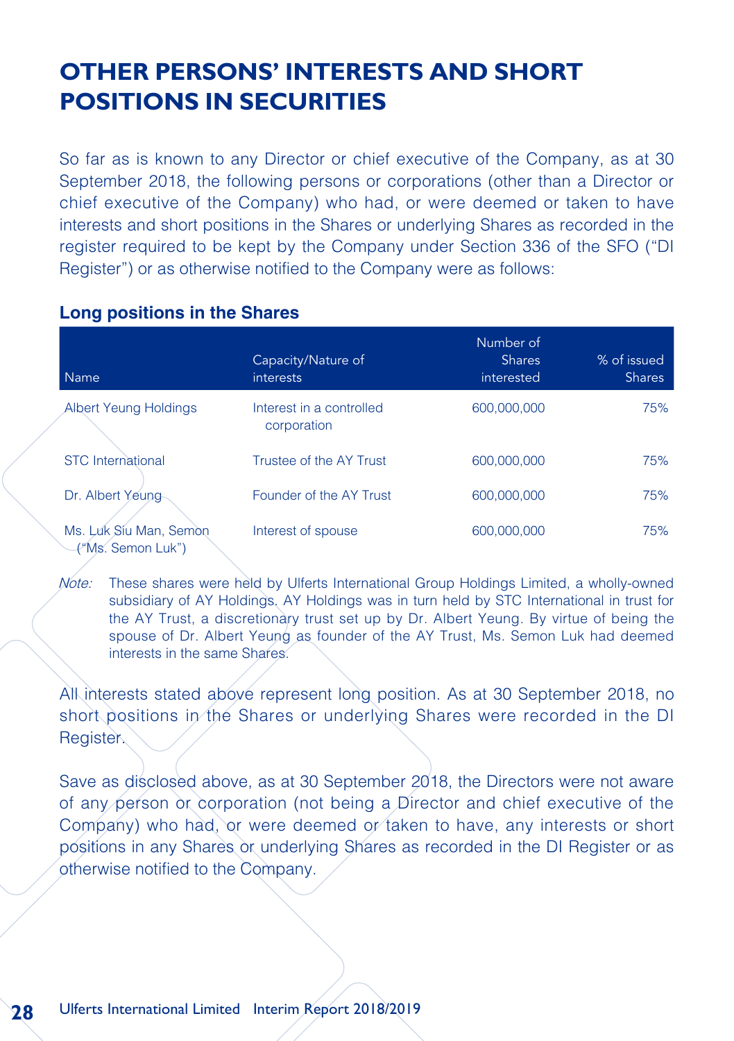# OTHER PERSONS' INTERESTS AND SHORT POSITIONS IN SECURITIES

So far as is known to any Director or chief executive of the Company, as at 30 September 2018, the following persons or corporations (other than a Director or chief executive of the Company) who had, or were deemed or taken to have interests and short positions in the Shares or underlying Shares as recorded in the register required to be kept by the Company under Section 336 of the SFO ("DI Register") or as otherwise notified to the Company were as follows:

### Long positions in the Shares

| Name | Capacity/Nature of interests | Number of Shares interested | % of issued Shares |
|---|---|---|---|
| Albert Yeung Holdings | Interest in a controlled corporation | 600,000,000 | 75% |
| STC International | Trustee of the AY Trust | 600,000,000 | 75% |
| Dr. Albert Yeung | Founder of the AY Trust | 600,000,000 | 75% |
| Ms. Luk Siu Man, Semon ("Ms. Semon Luk") | Interest of spouse | 600,000,000 | 75% |

*Note:* These shares were held by Ulferts International Group Holdings Limited, a wholly-owned subsidiary of AY Holdings. AY Holdings was in turn held by STC International in trust for the AY Trust, a discretionary trust set up by Dr. Albert Yeung. By virtue of being the spouse of Dr. Albert Yeung as founder of the AY Trust, Ms. Semon Luk had deemed interests in the same Shares.

All interests stated above represent long position. As at 30 September 2018, no short positions in the Shares or underlying Shares were recorded in the DI Register.

Save as disclosed above, as at 30 September 2018, the Directors were not aware of any person or corporation (not being a Director and chief executive of the Company) who had, or were deemed or taken to have, any interests or short positions in any Shares or underlying Shares as recorded in the DI Register or as otherwise notified to the Company.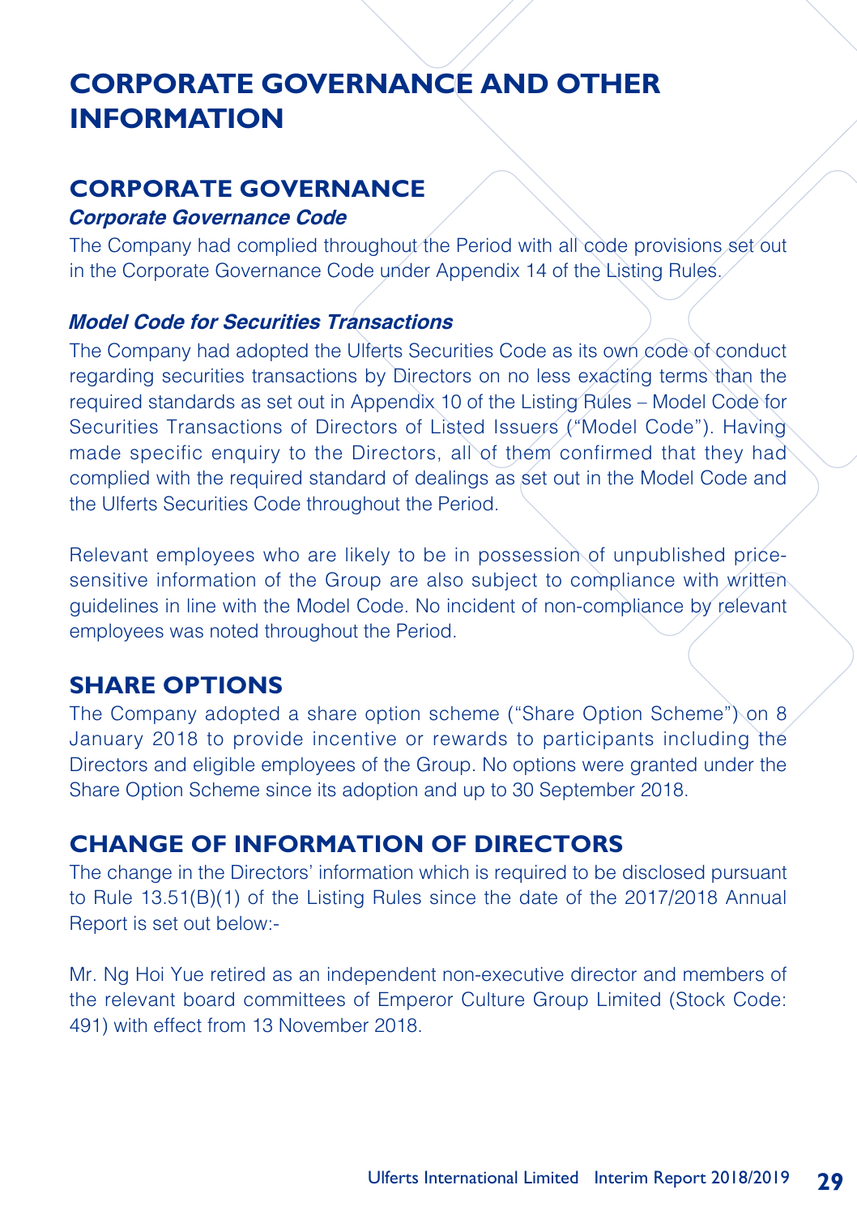# CORPORATE GOVERNANCE AND OTHER INFORMATION

## CORPORATE GOVERNANCE

### *Corporate Governance Code*

The Company had complied throughout the Period with all code provisions set out in the Corporate Governance Code under Appendix 14 of the Listing Rules.

### *Model Code for Securities Transactions*

The Company had adopted the Ulferts Securities Code as its own code of conduct regarding securities transactions by Directors on no less exacting terms than the required standards as set out in Appendix 10 of the Listing Rules – Model Code for Securities Transactions of Directors of Listed Issuers ("Model Code"). Having made specific enquiry to the Directors, all of them confirmed that they had complied with the required standard of dealings as set out in the Model Code and the Ulferts Securities Code throughout the Period.

Relevant employees who are likely to be in possession of unpublished price-sensitive information of the Group are also subject to compliance with written guidelines in line with the Model Code. No incident of non-compliance by relevant employees was noted throughout the Period.

## SHARE OPTIONS

The Company adopted a share option scheme ("Share Option Scheme") on 8 January 2018 to provide incentive or rewards to participants including the Directors and eligible employees of the Group. No options were granted under the Share Option Scheme since its adoption and up to 30 September 2018.

## CHANGE OF INFORMATION OF DIRECTORS

The change in the Directors' information which is required to be disclosed pursuant to Rule 13.51(B)(1) of the Listing Rules since the date of the 2017/2018 Annual Report is set out below:-

Mr. Ng Hoi Yue retired as an independent non-executive director and members of the relevant board committees of Emperor Culture Group Limited (Stock Code: 491) with effect from 13 November 2018.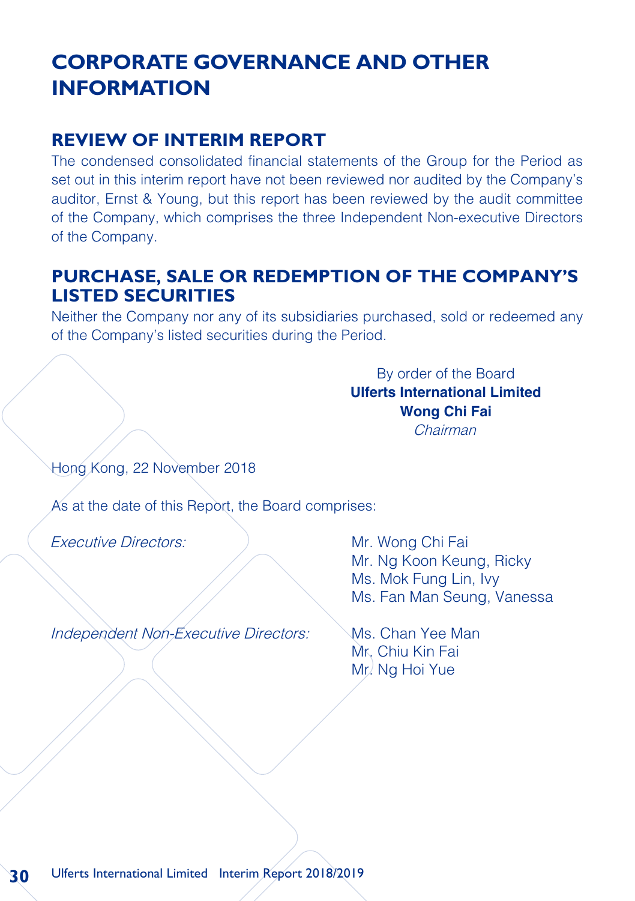# CORPORATE GOVERNANCE AND OTHER INFORMATION

## REVIEW OF INTERIM REPORT

The condensed consolidated financial statements of the Group for the Period as set out in this interim report have not been reviewed nor audited by the Company's auditor, Ernst & Young, but this report has been reviewed by the audit committee of the Company, which comprises the three Independent Non-executive Directors of the Company.

## PURCHASE, SALE OR REDEMPTION OF THE COMPANY'S LISTED SECURITIES

Neither the Company nor any of its subsidiaries purchased, sold or redeemed any of the Company's listed securities during the Period.

By order of the Board
**Ulferts International Limited**
**Wong Chi Fai**
*Chairman*

Hong Kong, 22 November 2018

As at the date of this Report, the Board comprises:

| | |
|---|---|
| *Executive Directors:* | Mr. Wong Chi Fai<br>Mr. Ng Koon Keung, Ricky<br>Ms. Mok Fung Lin, Ivy<br>Ms. Fan Man Seung, Vanessa |
| *Independent Non-Executive Directors:* | Ms. Chan Yee Man<br>Mr. Chiu Kin Fai<br>Mr. Ng Hoi Yue |